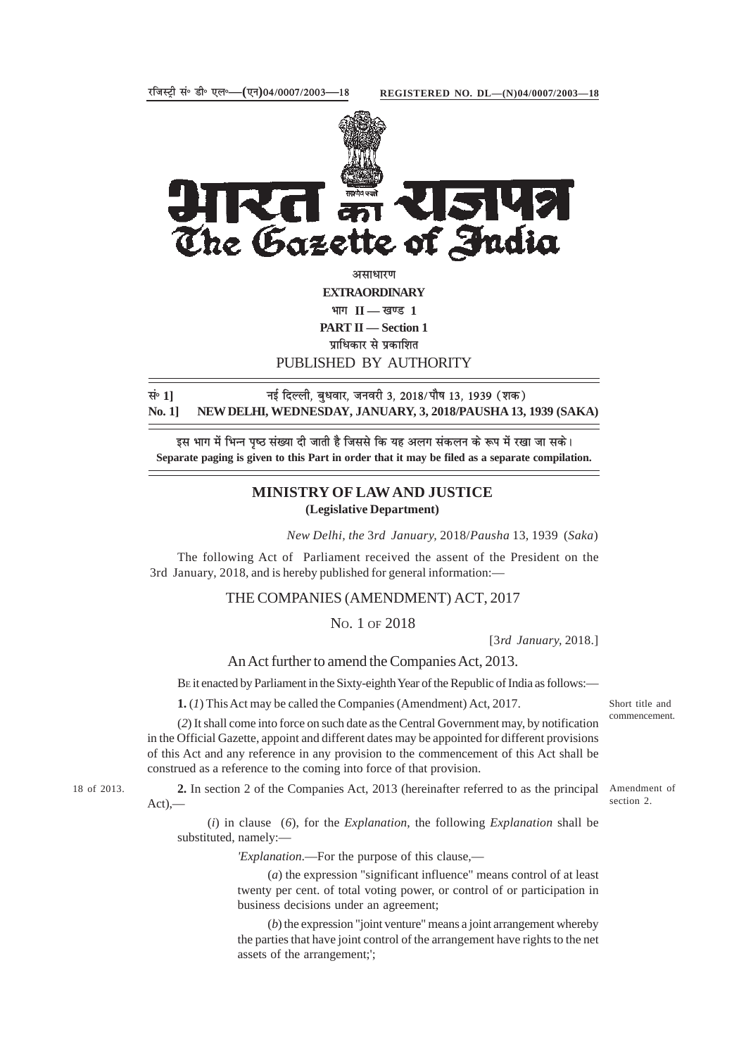रजिस्ट्री सं० डी० एल०—(एन)04/0007/2003—18 **REGISTERED NO. DL—(N)04/0007/2003—18**

# भारत का राजपत्र
# The Gazette of India

असाधारण

**EXTRAORDINARY**

भाग II — खण्ड 1

**PART II — Section 1**

प्राधिकार से प्रकाशित

PUBLISHED BY AUTHORITY

सं० 1] नई दिल्ली, बुधवार, जनवरी 3, 2018/ पौष 13, 1939 (शक)

**No. 1] NEW DELHI, WEDNESDAY, JANUARY, 3, 2018/PAUSHA 13, 1939 (SAKA)**

इस भाग में भिन्न पृष्ठ संख्या दी जाती है जिससे कि यह अलग संकलन के रूप में रखा जा सके।

**Separate paging is given to this Part in order that it may be filed as a separate compilation.**

## MINISTRY OF LAW AND JUSTICE
**(Legislative Department)**

*New Delhi, the* 3*rd January,* 2018/*Pausha* 13, 1939 (*Saka*)

The following Act of Parliament received the assent of the President on the 3rd January, 2018, and is hereby published for general information:—

## THE COMPANIES (AMENDMENT) ACT, 2017

NO. 1 OF 2018

[3*rd January,* 2018.]

An Act further to amend the Companies Act, 2013.

BE it enacted by Parliament in the Sixty-eighth Year of the Republic of India as follows:—

Short title and commencement.

**1.** (*1*) This Act may be called the Companies (Amendment) Act, 2017.

(*2*) It shall come into force on such date as the Central Government may, by notification in the Official Gazette, appoint and different dates may be appointed for different provisions of this Act and any reference in any provision to the commencement of this Act shall be construed as a reference to the coming into force of that provision.

18 of 2013.

Amendment of section 2.

**2.** In section 2 of the Companies Act, 2013 (hereinafter referred to as the principal Act),—

(*i*) in clause (*6*), for the *Explanation*, the following *Explanation* shall be substituted, namely:—

'*Explanation*.—For the purpose of this clause,—

(*a*) the expression "significant influence" means control of at least twenty per cent. of total voting power, or control of or participation in business decisions under an agreement;

(*b*) the expression "joint venture" means a joint arrangement whereby the parties that have joint control of the arrangement have rights to the net assets of the arrangement;';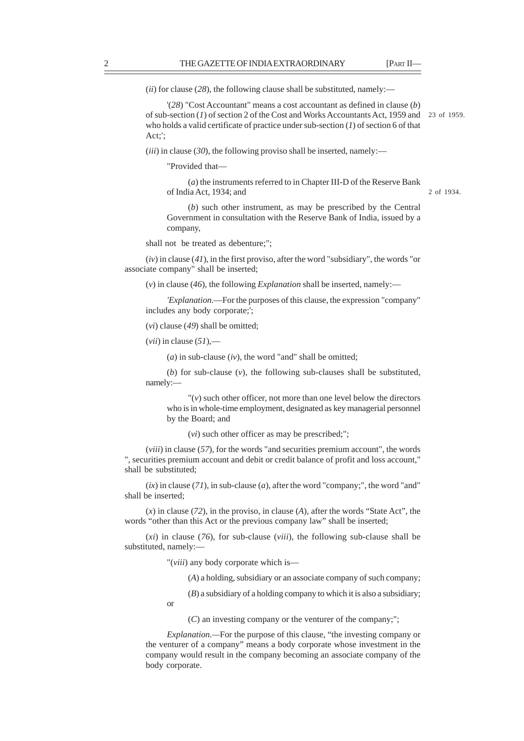(*ii*) for clause (*28*), the following clause shall be substituted, namely:—

'(*28*) "Cost Accountant" means a cost accountant as defined in clause (*b*) of sub-section (*1*) of section 2 of the Cost and Works Accountants Act, 1959 and who holds a valid certificate of practice under sub-section (*1*) of section 6 of that Act;'; 23 of 1959.

(*iii*) in clause (*30*), the following proviso shall be inserted, namely:—

"Provided that—

(*a*) the instruments referred to in Chapter III-D of the Reserve Bank of India Act, 1934; and 2 of 1934.

(*b*) such other instrument, as may be prescribed by the Central Government in consultation with the Reserve Bank of India, issued by a company,

shall not be treated as debenture;";

(*iv*) in clause (*41*), in the first proviso, after the word "subsidiary", the words "or associate company" shall be inserted;

(*v*) in clause (*46*), the following *Explanation* shall be inserted, namely:—

'*Explanation*.—For the purposes of this clause, the expression "company" includes any body corporate;';

(*vi*) clause (*49*) shall be omitted;

(*vii*) in clause (*51*),—

(*a*) in sub-clause (*iv*), the word "and" shall be omitted;

(*b*) for sub-clause (*v*), the following sub-clauses shall be substituted, namely:—

"(*v*) such other officer, not more than one level below the directors who is in whole-time employment, designated as key managerial personnel by the Board; and

(*vi*) such other officer as may be prescribed;";

(*viii*) in clause (*57*), for the words "and securities premium account", the words ", securities premium account and debit or credit balance of profit and loss account," shall be substituted;

(*ix*) in clause (*71*), in sub-clause (*a*), after the word "company;", the word "and" shall be inserted;

(*x*) in clause (*72*), in the proviso, in clause (*A*), after the words "State Act", the words "other than this Act or the previous company law" shall be inserted;

(*xi*) in clause (*76*), for sub-clause (*viii*), the following sub-clause shall be substituted, namely:—

"(*viii*) any body corporate which is—

(*A*) a holding, subsidiary or an associate company of such company;

(*B*) a subsidiary of a holding company to which it is also a subsidiary; or

(*C*) an investing company or the venturer of the company;";

*Explanation*.—For the purpose of this clause, "the investing company or the venturer of a company" means a body corporate whose investment in the company would result in the company becoming an associate company of the body corporate.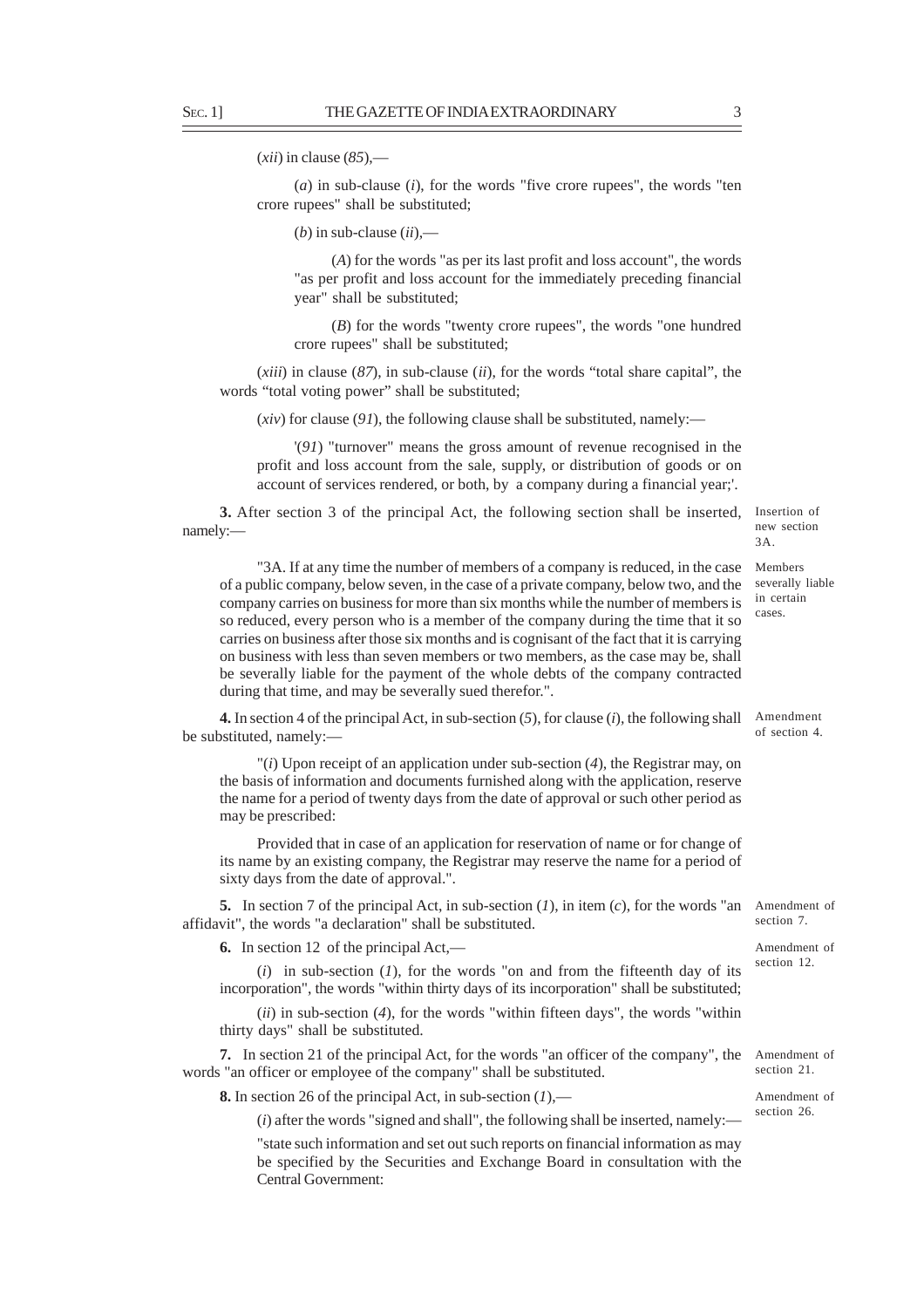(*xii*) in clause (*85*),—

(*a*) in sub-clause (*i*), for the words "five crore rupees", the words "ten crore rupees" shall be substituted;

(*b*) in sub-clause (*ii*),—

(*A*) for the words "as per its last profit and loss account", the words "as per profit and loss account for the immediately preceding financial year" shall be substituted;

(*B*) for the words "twenty crore rupees", the words "one hundred crore rupees" shall be substituted;

(*xiii*) in clause (*87*), in sub-clause (*ii*), for the words "total share capital", the words "total voting power" shall be substituted;

(*xiv*) for clause (*91*), the following clause shall be substituted, namely:—

'(*91*) "turnover" means the gross amount of revenue recognised in the profit and loss account from the sale, supply, or distribution of goods or on account of services rendered, or both, by a company during a financial year;'.

Insertion of new section 3A.

**3.** After section 3 of the principal Act, the following section shall be inserted, namely:—

Members severally liable in certain cases.

"3A. If at any time the number of members of a company is reduced, in the case of a public company, below seven, in the case of a private company, below two, and the company carries on business for more than six months while the number of members is so reduced, every person who is a member of the company during the time that it so carries on business after those six months and is cognisant of the fact that it is carrying on business with less than seven members or two members, as the case may be, shall be severally liable for the payment of the whole debts of the company contracted during that time, and may be severally sued therefor.".

Amendment of section 4.

**4.** In section 4 of the principal Act, in sub-section (*5*), for clause (*i*), the following shall be substituted, namely:—

"(*i*) Upon receipt of an application under sub-section (*4*), the Registrar may, on the basis of information and documents furnished along with the application, reserve the name for a period of twenty days from the date of approval or such other period as may be prescribed:

Provided that in case of an application for reservation of name or for change of its name by an existing company, the Registrar may reserve the name for a period of sixty days from the date of approval.".

Amendment of section 7.

**5.** In section 7 of the principal Act, in sub-section (*1*), in item (*c*), for the words "an affidavit", the words "a declaration" shall be substituted.

Amendment of section 12.

**6.** In section 12 of the principal Act,—

(*i*) in sub-section (*1*), for the words "on and from the fifteenth day of its incorporation", the words "within thirty days of its incorporation" shall be substituted;

(*ii*) in sub-section (*4*), for the words "within fifteen days", the words "within thirty days" shall be substituted.

Amendment of section 21.

**7.** In section 21 of the principal Act, for the words "an officer of the company", the words "an officer or employee of the company" shall be substituted.

Amendment of section 26.

**8.** In section 26 of the principal Act, in sub-section (*1*),—

(*i*) after the words "signed and shall", the following shall be inserted, namely:—

"state such information and set out such reports on financial information as may be specified by the Securities and Exchange Board in consultation with the Central Government: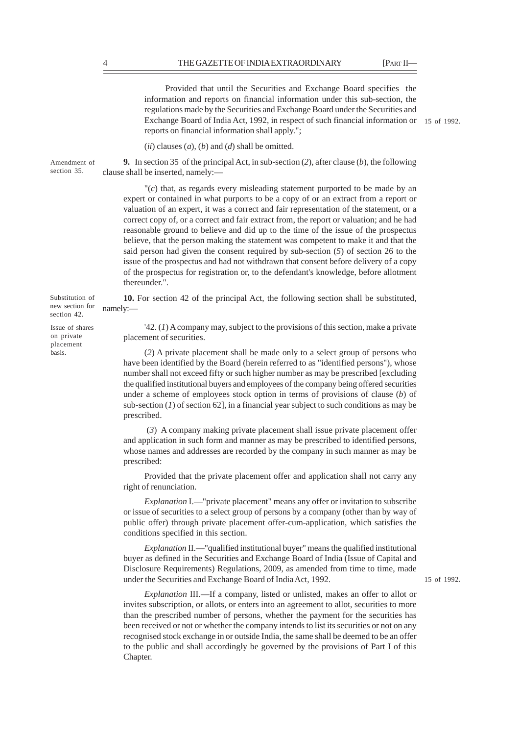Provided that until the Securities and Exchange Board specifies the information and reports on financial information under this sub-section, the regulations made by the Securities and Exchange Board under the Securities and Exchange Board of India Act, 1992, in respect of such financial information or reports on financial information shall apply.";

15 of 1992.

(*ii*) clauses (*a*), (*b*) and (*d*) shall be omitted.

Amendment of section 35.

**9.** In section 35 of the principal Act, in sub-section (*2*), after clause (*b*), the following clause shall be inserted, namely:—

"(*c*) that, as regards every misleading statement purported to be made by an expert or contained in what purports to be a copy of or an extract from a report or valuation of an expert, it was a correct and fair representation of the statement, or a correct copy of, or a correct and fair extract from, the report or valuation; and he had reasonable ground to believe and did up to the time of the issue of the prospectus believe, that the person making the statement was competent to make it and that the said person had given the consent required by sub-section (*5*) of section 26 to the issue of the prospectus and had not withdrawn that consent before delivery of a copy of the prospectus for registration or, to the defendant's knowledge, before allotment thereunder.".

Substitution of new section for section 42.

**10.** For section 42 of the principal Act, the following section shall be substituted, namely:—

Issue of shares on private placement basis.

'42. (*1*) A company may, subject to the provisions of this section, make a private placement of securities.

(*2*) A private placement shall be made only to a select group of persons who have been identified by the Board (herein referred to as "identified persons"), whose number shall not exceed fifty or such higher number as may be prescribed [excluding the qualified institutional buyers and employees of the company being offered securities under a scheme of employees stock option in terms of provisions of clause (*b*) of sub-section (*1*) of section 62], in a financial year subject to such conditions as may be prescribed.

(*3*) A company making private placement shall issue private placement offer and application in such form and manner as may be prescribed to identified persons, whose names and addresses are recorded by the company in such manner as may be prescribed:

Provided that the private placement offer and application shall not carry any right of renunciation.

*Explanation* I.—"private placement" means any offer or invitation to subscribe or issue of securities to a select group of persons by a company (other than by way of public offer) through private placement offer-cum-application, which satisfies the conditions specified in this section.

*Explanation* II.—"qualified institutional buyer" means the qualified institutional buyer as defined in the Securities and Exchange Board of India (Issue of Capital and Disclosure Requirements) Regulations, 2009, as amended from time to time, made under the Securities and Exchange Board of India Act, 1992.

15 of 1992.

*Explanation* III.—If a company, listed or unlisted, makes an offer to allot or invites subscription, or allots, or enters into an agreement to allot, securities to more than the prescribed number of persons, whether the payment for the securities has been received or not or whether the company intends to list its securities or not on any recognised stock exchange in or outside India, the same shall be deemed to be an offer to the public and shall accordingly be governed by the provisions of Part I of this Chapter.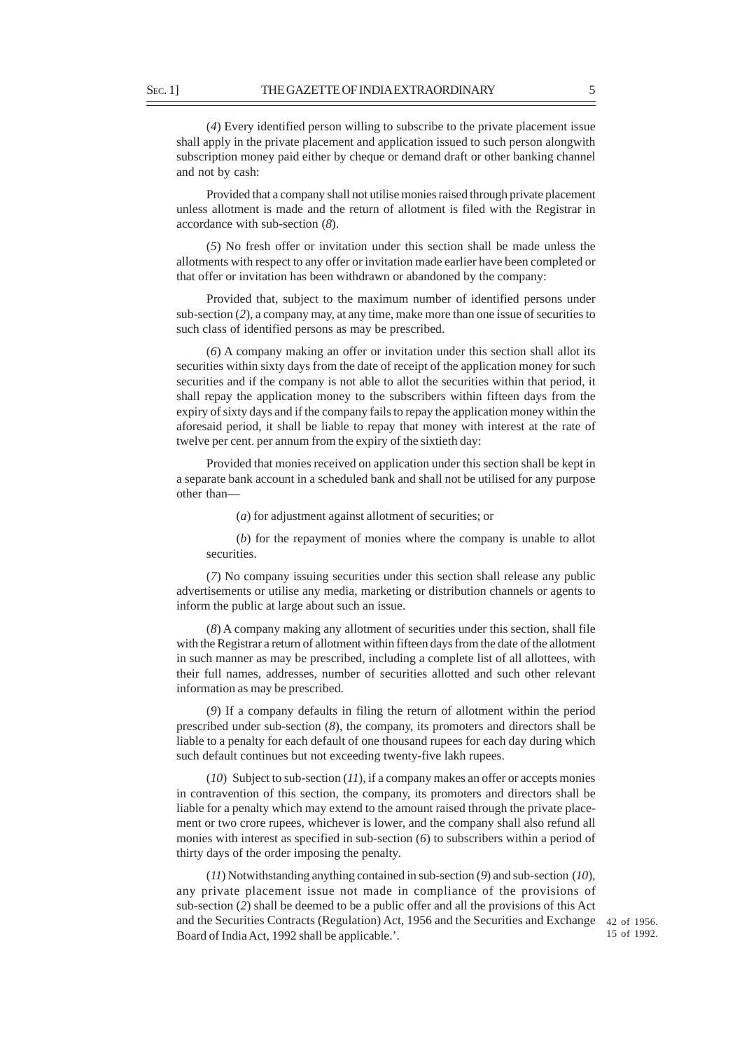(*4*) Every identified person willing to subscribe to the private placement issue shall apply in the private placement and application issued to such person alongwith subscription money paid either by cheque or demand draft or other banking channel and not by cash:

Provided that a company shall not utilise monies raised through private placement unless allotment is made and the return of allotment is filed with the Registrar in accordance with sub-section (*8*).

(*5*) No fresh offer or invitation under this section shall be made unless the allotments with respect to any offer or invitation made earlier have been completed or that offer or invitation has been withdrawn or abandoned by the company:

Provided that, subject to the maximum number of identified persons under sub-section (*2*), a company may, at any time, make more than one issue of securities to such class of identified persons as may be prescribed.

(*6*) A company making an offer or invitation under this section shall allot its securities within sixty days from the date of receipt of the application money for such securities and if the company is not able to allot the securities within that period, it shall repay the application money to the subscribers within fifteen days from the expiry of sixty days and if the company fails to repay the application money within the aforesaid period, it shall be liable to repay that money with interest at the rate of twelve per cent. per annum from the expiry of the sixtieth day:

Provided that monies received on application under this section shall be kept in a separate bank account in a scheduled bank and shall not be utilised for any purpose other than—

(*a*) for adjustment against allotment of securities; or

(*b*) for the repayment of monies where the company is unable to allot securities.

(*7*) No company issuing securities under this section shall release any public advertisements or utilise any media, marketing or distribution channels or agents to inform the public at large about such an issue.

(*8*) A company making any allotment of securities under this section, shall file with the Registrar a return of allotment within fifteen days from the date of the allotment in such manner as may be prescribed, including a complete list of all allottees, with their full names, addresses, number of securities allotted and such other relevant information as may be prescribed.

(*9*) If a company defaults in filing the return of allotment within the period prescribed under sub-section (*8*), the company, its promoters and directors shall be liable to a penalty for each default of one thousand rupees for each day during which such default continues but not exceeding twenty-five lakh rupees.

(*10*) Subject to sub-section (*11*), if a company makes an offer or accepts monies in contravention of this section, the company, its promoters and directors shall be liable for a penalty which may extend to the amount raised through the private placement or two crore rupees, whichever is lower, and the company shall also refund all monies with interest as specified in sub-section (*6*) to subscribers within a period of thirty days of the order imposing the penalty.

(*11*) Notwithstanding anything contained in sub-section (*9*) and sub-section (*10*), any private placement issue not made in compliance of the provisions of sub-section (*2*) shall be deemed to be a public offer and all the provisions of this Act and the Securities Contracts (Regulation) Act, 1956 and the Securities and Exchange Board of India Act, 1992 shall be applicable.'.

42 of 1956.
15 of 1992.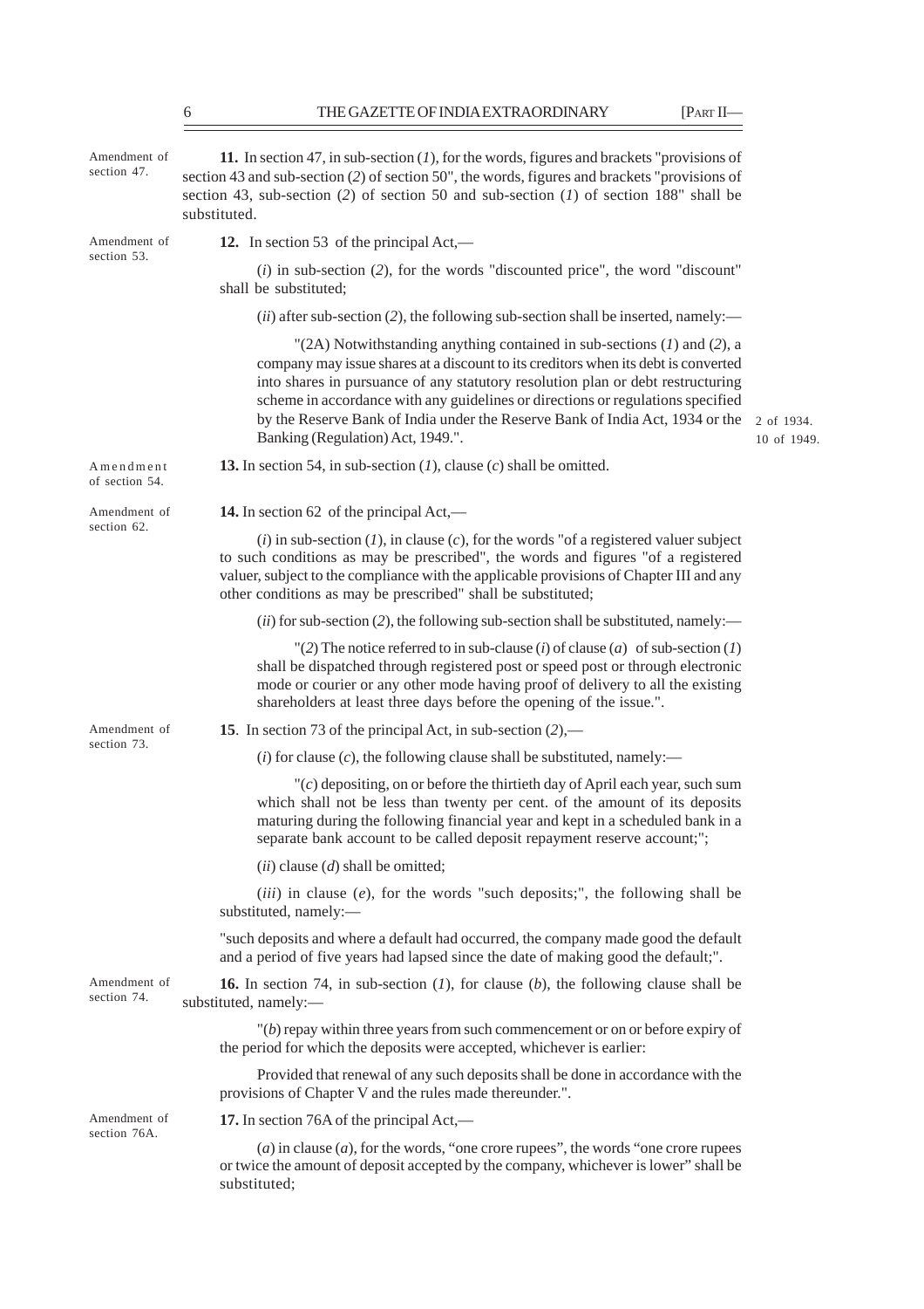Amendment of section 47.

**11.** In section 47, in sub-section (*1*), for the words, figures and brackets "provisions of section 43 and sub-section (*2*) of section 50", the words, figures and brackets "provisions of section 43, sub-section (*2*) of section 50 and sub-section (*1*) of section 188" shall be substituted.

Amendment of section 53.

**12.** In section 53 of the principal Act,—

(*i*) in sub-section (*2*), for the words "discounted price", the word "discount" shall be substituted;

(*ii*) after sub-section (*2*), the following sub-section shall be inserted, namely:—

"(2A) Notwithstanding anything contained in sub-sections (*1*) and (*2*), a company may issue shares at a discount to its creditors when its debt is converted into shares in pursuance of any statutory resolution plan or debt restructuring scheme in accordance with any guidelines or directions or regulations specified by the Reserve Bank of India under the Reserve Bank of India Act, 1934 or the Banking (Regulation) Act, 1949.".

2 of 1934.
10 of 1949.

Amendment of section 54.

**13.** In section 54, in sub-section (*1*), clause (*c*) shall be omitted.

Amendment of section 62.

**14.** In section 62 of the principal Act,—

(*i*) in sub-section (*1*), in clause (*c*), for the words "of a registered valuer subject to such conditions as may be prescribed", the words and figures "of a registered valuer, subject to the compliance with the applicable provisions of Chapter III and any other conditions as may be prescribed" shall be substituted;

(*ii*) for sub-section (*2*), the following sub-section shall be substituted, namely:—

"(*2*) The notice referred to in sub-clause (*i*) of clause (*a*) of sub-section (*1*) shall be dispatched through registered post or speed post or through electronic mode or courier or any other mode having proof of delivery to all the existing shareholders at least three days before the opening of the issue.".

Amendment of section 73.

**15**. In section 73 of the principal Act, in sub-section (*2*),—

(*i*) for clause (*c*), the following clause shall be substituted, namely:—

"(*c*) depositing, on or before the thirtieth day of April each year, such sum which shall not be less than twenty per cent. of the amount of its deposits maturing during the following financial year and kept in a scheduled bank in a separate bank account to be called deposit repayment reserve account;";

(*ii*) clause (*d*) shall be omitted;

(*iii*) in clause (*e*), for the words "such deposits;", the following shall be substituted, namely:—

"such deposits and where a default had occurred, the company made good the default and a period of five years had lapsed since the date of making good the default;".

Amendment of section 74.

**16.** In section 74, in sub-section (*1*), for clause (*b*), the following clause shall be substituted, namely:—

"(*b*) repay within three years from such commencement or on or before expiry of the period for which the deposits were accepted, whichever is earlier:

Provided that renewal of any such deposits shall be done in accordance with the provisions of Chapter V and the rules made thereunder.".

Amendment of section 76A.

**17.** In section 76A of the principal Act,—

(*a*) in clause (*a*), for the words, "one crore rupees", the words "one crore rupees or twice the amount of deposit accepted by the company, whichever is lower" shall be substituted;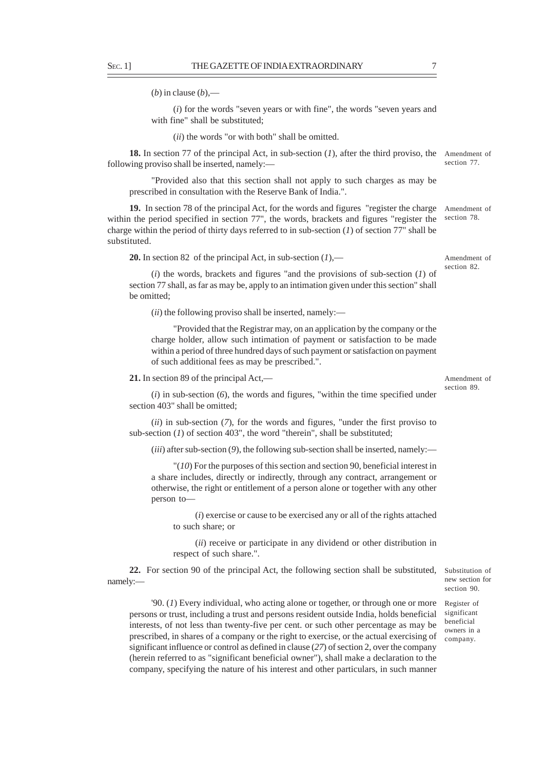(*b*) in clause (*b*),—

(*i*) for the words "seven years or with fine", the words "seven years and with fine" shall be substituted;

(*ii*) the words "or with both" shall be omitted.

Amendment of section 77.

**18.** In section 77 of the principal Act, in sub-section (*1*), after the third proviso, the following proviso shall be inserted, namely:—

"Provided also that this section shall not apply to such charges as may be prescribed in consultation with the Reserve Bank of India.".

Amendment of section 78.

**19.** In section 78 of the principal Act, for the words and figures "register the charge within the period specified in section 77", the words, brackets and figures "register the charge within the period of thirty days referred to in sub-section (*1*) of section 77" shall be substituted.

Amendment of section 82.

**20.** In section 82 of the principal Act, in sub-section (*1*),—

(*i*) the words, brackets and figures "and the provisions of sub-section (*1*) of section 77 shall, as far as may be, apply to an intimation given under this section" shall be omitted;

(*ii*) the following proviso shall be inserted, namely:—

"Provided that the Registrar may, on an application by the company or the charge holder, allow such intimation of payment or satisfaction to be made within a period of three hundred days of such payment or satisfaction on payment of such additional fees as may be prescribed.".

Amendment of section 89.

**21.** In section 89 of the principal Act,—

(*i*) in sub-section (*6*), the words and figures, "within the time specified under section 403" shall be omitted;

(*ii*) in sub-section (*7*), for the words and figures, "under the first proviso to sub-section (*1*) of section 403", the word "therein", shall be substituted;

(*iii*) after sub-section (*9*), the following sub-section shall be inserted, namely:—

"(*10*) For the purposes of this section and section 90, beneficial interest in a share includes, directly or indirectly, through any contract, arrangement or otherwise, the right or entitlement of a person alone or together with any other person to—

(*i*) exercise or cause to be exercised any or all of the rights attached to such share; or

(*ii*) receive or participate in any dividend or other distribution in respect of such share.".

Substitution of new section for section 90.

**22.** For section 90 of the principal Act, the following section shall be substituted, namely:—

Register of significant beneficial owners in a company.

'90. (*1*) Every individual, who acting alone or together, or through one or more persons or trust, including a trust and persons resident outside India, holds beneficial interests, of not less than twenty-five per cent. or such other percentage as may be prescribed, in shares of a company or the right to exercise, or the actual exercising of significant influence or control as defined in clause (*27*) of section 2, over the company (herein referred to as "significant beneficial owner"), shall make a declaration to the company, specifying the nature of his interest and other particulars, in such manner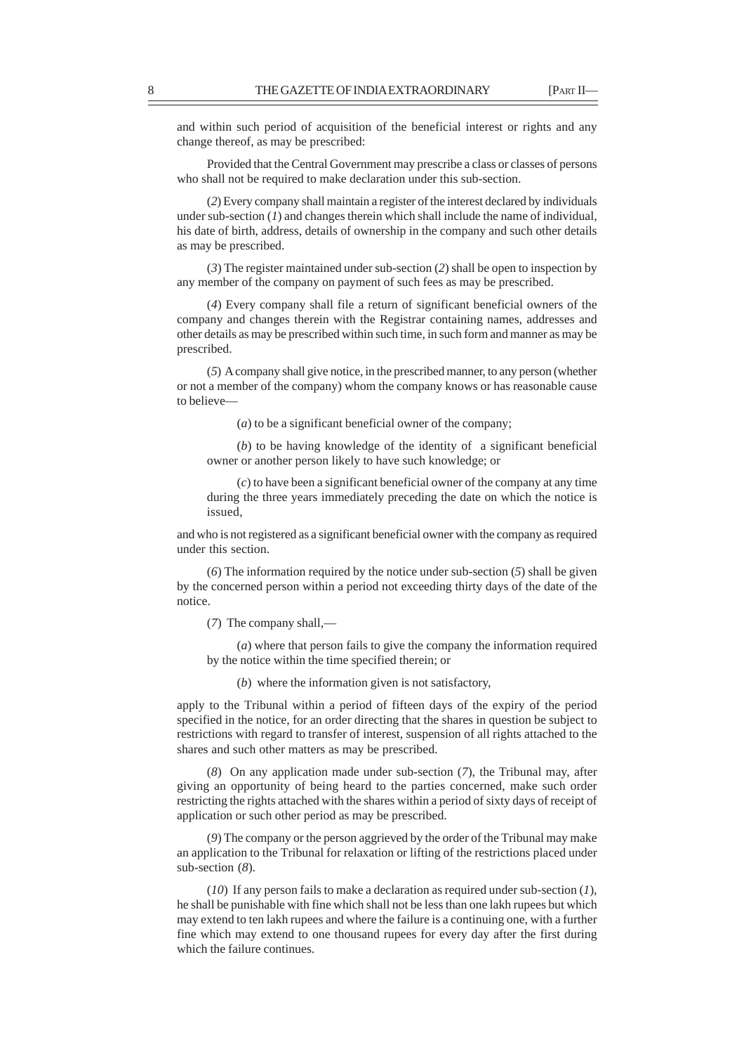and within such period of acquisition of the beneficial interest or rights and any change thereof, as may be prescribed:

Provided that the Central Government may prescribe a class or classes of persons who shall not be required to make declaration under this sub-section.

(*2*) Every company shall maintain a register of the interest declared by individuals under sub-section (*1*) and changes therein which shall include the name of individual, his date of birth, address, details of ownership in the company and such other details as may be prescribed.

(*3*) The register maintained under sub-section (*2*) shall be open to inspection by any member of the company on payment of such fees as may be prescribed.

(*4*) Every company shall file a return of significant beneficial owners of the company and changes therein with the Registrar containing names, addresses and other details as may be prescribed within such time, in such form and manner as may be prescribed.

(*5*) A company shall give notice, in the prescribed manner, to any person (whether or not a member of the company) whom the company knows or has reasonable cause to believe—

(*a*) to be a significant beneficial owner of the company;

(*b*) to be having knowledge of the identity of a significant beneficial owner or another person likely to have such knowledge; or

(*c*) to have been a significant beneficial owner of the company at any time during the three years immediately preceding the date on which the notice is issued,

and who is not registered as a significant beneficial owner with the company as required under this section.

(*6*) The information required by the notice under sub-section (*5*) shall be given by the concerned person within a period not exceeding thirty days of the date of the notice.

(*7*) The company shall,—

(*a*) where that person fails to give the company the information required by the notice within the time specified therein; or

(*b*) where the information given is not satisfactory,

apply to the Tribunal within a period of fifteen days of the expiry of the period specified in the notice, for an order directing that the shares in question be subject to restrictions with regard to transfer of interest, suspension of all rights attached to the shares and such other matters as may be prescribed.

(*8*) On any application made under sub-section (*7*), the Tribunal may, after giving an opportunity of being heard to the parties concerned, make such order restricting the rights attached with the shares within a period of sixty days of receipt of application or such other period as may be prescribed.

(*9*) The company or the person aggrieved by the order of the Tribunal may make an application to the Tribunal for relaxation or lifting of the restrictions placed under sub-section (*8*).

(*10*) If any person fails to make a declaration as required under sub-section (*1*), he shall be punishable with fine which shall not be less than one lakh rupees but which may extend to ten lakh rupees and where the failure is a continuing one, with a further fine which may extend to one thousand rupees for every day after the first during which the failure continues.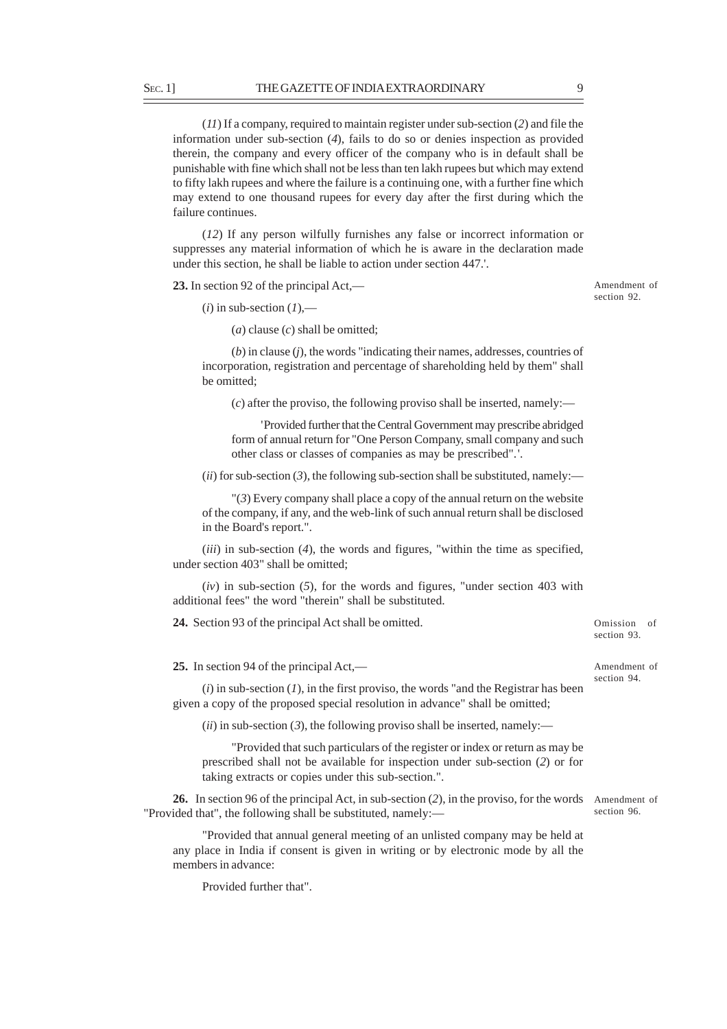(*11*) If a company, required to maintain register under sub-section (*2*) and file the information under sub-section (*4*), fails to do so or denies inspection as provided therein, the company and every officer of the company who is in default shall be punishable with fine which shall not be less than ten lakh rupees but which may extend to fifty lakh rupees and where the failure is a continuing one, with a further fine which may extend to one thousand rupees for every day after the first during which the failure continues.

(*12*) If any person wilfully furnishes any false or incorrect information or suppresses any material information of which he is aware in the declaration made under this section, he shall be liable to action under section 447.'.

Amendment of section 92.

**23.** In section 92 of the principal Act,—

(*i*) in sub-section (*1*),—

(*a*) clause (*c*) shall be omitted;

(*b*) in clause (*j*), the words "indicating their names, addresses, countries of incorporation, registration and percentage of shareholding held by them" shall be omitted;

(*c*) after the proviso, the following proviso shall be inserted, namely:—

'Provided further that the Central Government may prescribe abridged form of annual return for "One Person Company, small company and such other class or classes of companies as may be prescribed".'.

(*ii*) for sub-section (*3*), the following sub-section shall be substituted, namely:—

"(*3*) Every company shall place a copy of the annual return on the website of the company, if any, and the web-link of such annual return shall be disclosed in the Board's report.".

(*iii*) in sub-section (*4*), the words and figures, "within the time as specified, under section 403" shall be omitted;

(*iv*) in sub-section (*5*), for the words and figures, "under section 403 with additional fees" the word "therein" shall be substituted.

Omission of section 93.

**24.** Section 93 of the principal Act shall be omitted.

Amendment of section 94.

**25.** In section 94 of the principal Act,—

(*i*) in sub-section (*1*), in the first proviso, the words "and the Registrar has been given a copy of the proposed special resolution in advance" shall be omitted;

(*ii*) in sub-section (*3*), the following proviso shall be inserted, namely:—

"Provided that such particulars of the register or index or return as may be prescribed shall not be available for inspection under sub-section (*2*) or for taking extracts or copies under this sub-section.".

Amendment of section 96.

**26.** In section 96 of the principal Act, in sub-section (*2*), in the proviso, for the words "Provided that", the following shall be substituted, namely:—

"Provided that annual general meeting of an unlisted company may be held at any place in India if consent is given in writing or by electronic mode by all the members in advance:

Provided further that".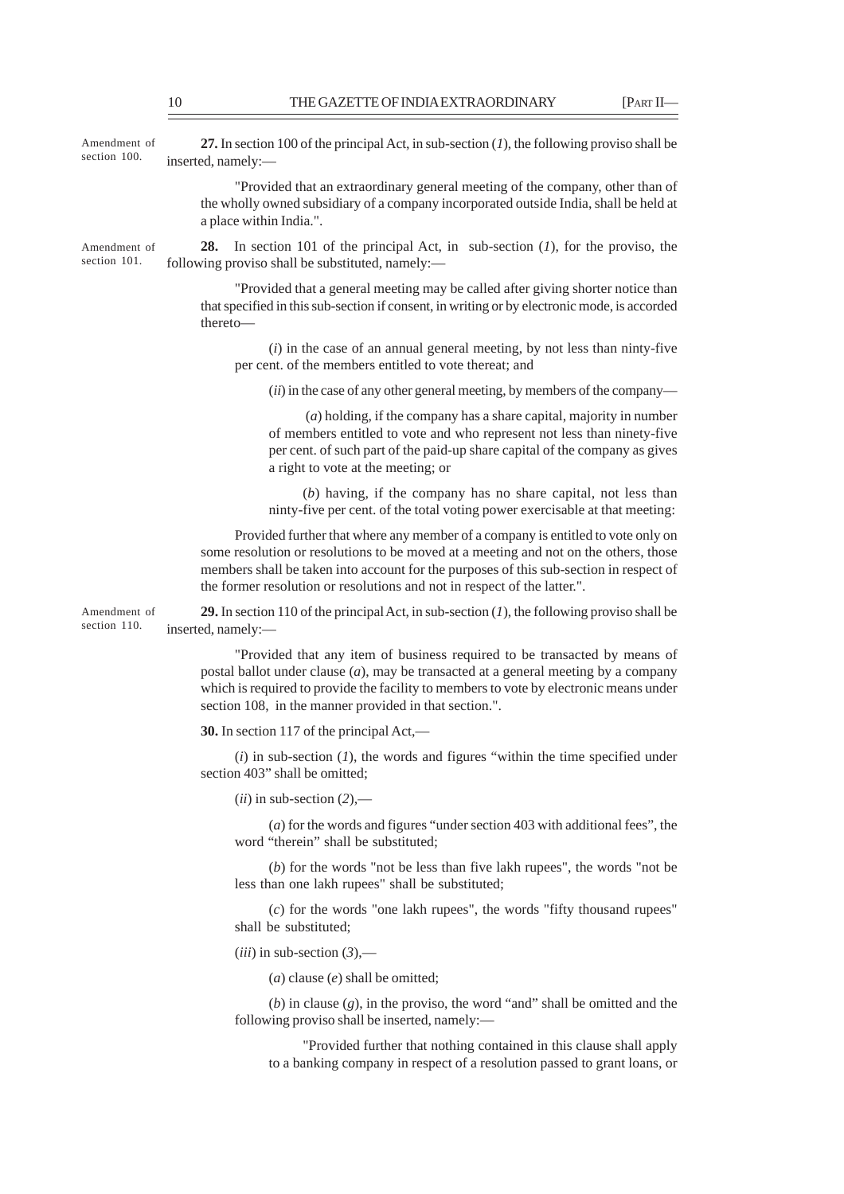Amendment of section 100.

**27.** In section 100 of the principal Act, in sub-section (*1*), the following proviso shall be inserted, namely:—

"Provided that an extraordinary general meeting of the company, other than of the wholly owned subsidiary of a company incorporated outside India, shall be held at a place within India.".

Amendment of section 101.

**28.** In section 101 of the principal Act, in sub-section (*1*), for the proviso, the following proviso shall be substituted, namely:—

"Provided that a general meeting may be called after giving shorter notice than that specified in this sub-section if consent, in writing or by electronic mode, is accorded thereto—

(*i*) in the case of an annual general meeting, by not less than ninty-five per cent. of the members entitled to vote thereat; and

(*ii*) in the case of any other general meeting, by members of the company—

(*a*) holding, if the company has a share capital, majority in number of members entitled to vote and who represent not less than ninety-five per cent. of such part of the paid-up share capital of the company as gives a right to vote at the meeting; or

(*b*) having, if the company has no share capital, not less than ninty-five per cent. of the total voting power exercisable at that meeting:

Provided further that where any member of a company is entitled to vote only on some resolution or resolutions to be moved at a meeting and not on the others, those members shall be taken into account for the purposes of this sub-section in respect of the former resolution or resolutions and not in respect of the latter.".

Amendment of section 110.

**29.** In section 110 of the principal Act, in sub-section (*1*), the following proviso shall be inserted, namely:—

"Provided that any item of business required to be transacted by means of postal ballot under clause (*a*), may be transacted at a general meeting by a company which is required to provide the facility to members to vote by electronic means under section 108, in the manner provided in that section.".

**30.** In section 117 of the principal Act,—

(*i*) in sub-section (*1*), the words and figures "within the time specified under section 403" shall be omitted;

(*ii*) in sub-section (*2*),—

(*a*) for the words and figures "under section 403 with additional fees", the word "therein" shall be substituted;

(*b*) for the words "not be less than five lakh rupees", the words "not be less than one lakh rupees" shall be substituted;

(*c*) for the words "one lakh rupees", the words "fifty thousand rupees" shall be substituted;

(*iii*) in sub-section (*3*),—

(*a*) clause (*e*) shall be omitted;

(*b*) in clause (*g*), in the proviso, the word "and" shall be omitted and the following proviso shall be inserted, namely:—

"Provided further that nothing contained in this clause shall apply to a banking company in respect of a resolution passed to grant loans, or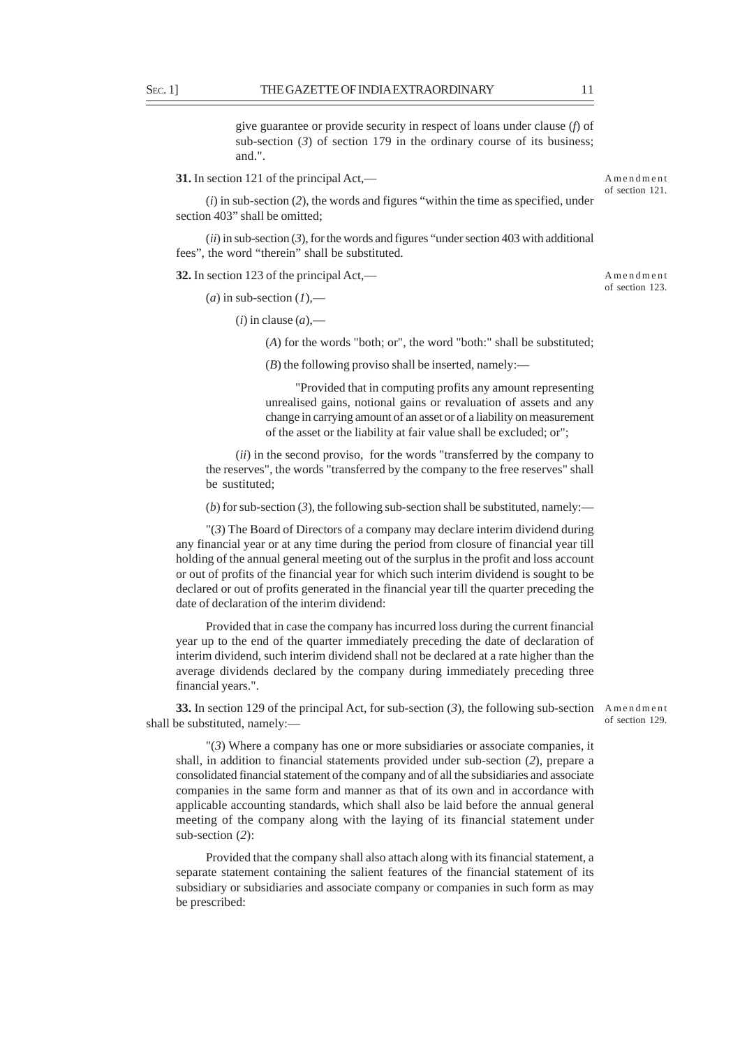give guarantee or provide security in respect of loans under clause (*f*) of sub-section (*3*) of section 179 in the ordinary course of its business; and.".

**31.** In section 121 of the principal Act,—

Amendment of section 121.

(*i*) in sub-section (*2*), the words and figures "within the time as specified, under section 403" shall be omitted;

(*ii*) in sub-section (*3*), for the words and figures "under section 403 with additional fees", the word "therein" shall be substituted.

**32.** In section 123 of the principal Act,—

Amendment of section 123.

(*a*) in sub-section (*1*),—

(*i*) in clause (*a*),—

(*A*) for the words "both; or", the word "both:" shall be substituted;

(*B*) the following proviso shall be inserted, namely:—

"Provided that in computing profits any amount representing unrealised gains, notional gains or revaluation of assets and any change in carrying amount of an asset or of a liability on measurement of the asset or the liability at fair value shall be excluded; or";

(*ii*) in the second proviso, for the words "transferred by the company to the reserves", the words "transferred by the company to the free reserves" shall be sustituted;

(*b*) for sub-section (*3*), the following sub-section shall be substituted, namely:—

"(*3*) The Board of Directors of a company may declare interim dividend during any financial year or at any time during the period from closure of financial year till holding of the annual general meeting out of the surplus in the profit and loss account or out of profits of the financial year for which such interim dividend is sought to be declared or out of profits generated in the financial year till the quarter preceding the date of declaration of the interim dividend:

Provided that in case the company has incurred loss during the current financial year up to the end of the quarter immediately preceding the date of declaration of interim dividend, such interim dividend shall not be declared at a rate higher than the average dividends declared by the company during immediately preceding three financial years.".

**33.** In section 129 of the principal Act, for sub-section (*3*), the following sub-section shall be substituted, namely:—

Amendment of section 129.

"(*3*) Where a company has one or more subsidiaries or associate companies, it shall, in addition to financial statements provided under sub-section (*2*), prepare a consolidated financial statement of the company and of all the subsidiaries and associate companies in the same form and manner as that of its own and in accordance with applicable accounting standards, which shall also be laid before the annual general meeting of the company along with the laying of its financial statement under sub-section (*2*):

Provided that the company shall also attach along with its financial statement, a separate statement containing the salient features of the financial statement of its subsidiary or subsidiaries and associate company or companies in such form as may be prescribed: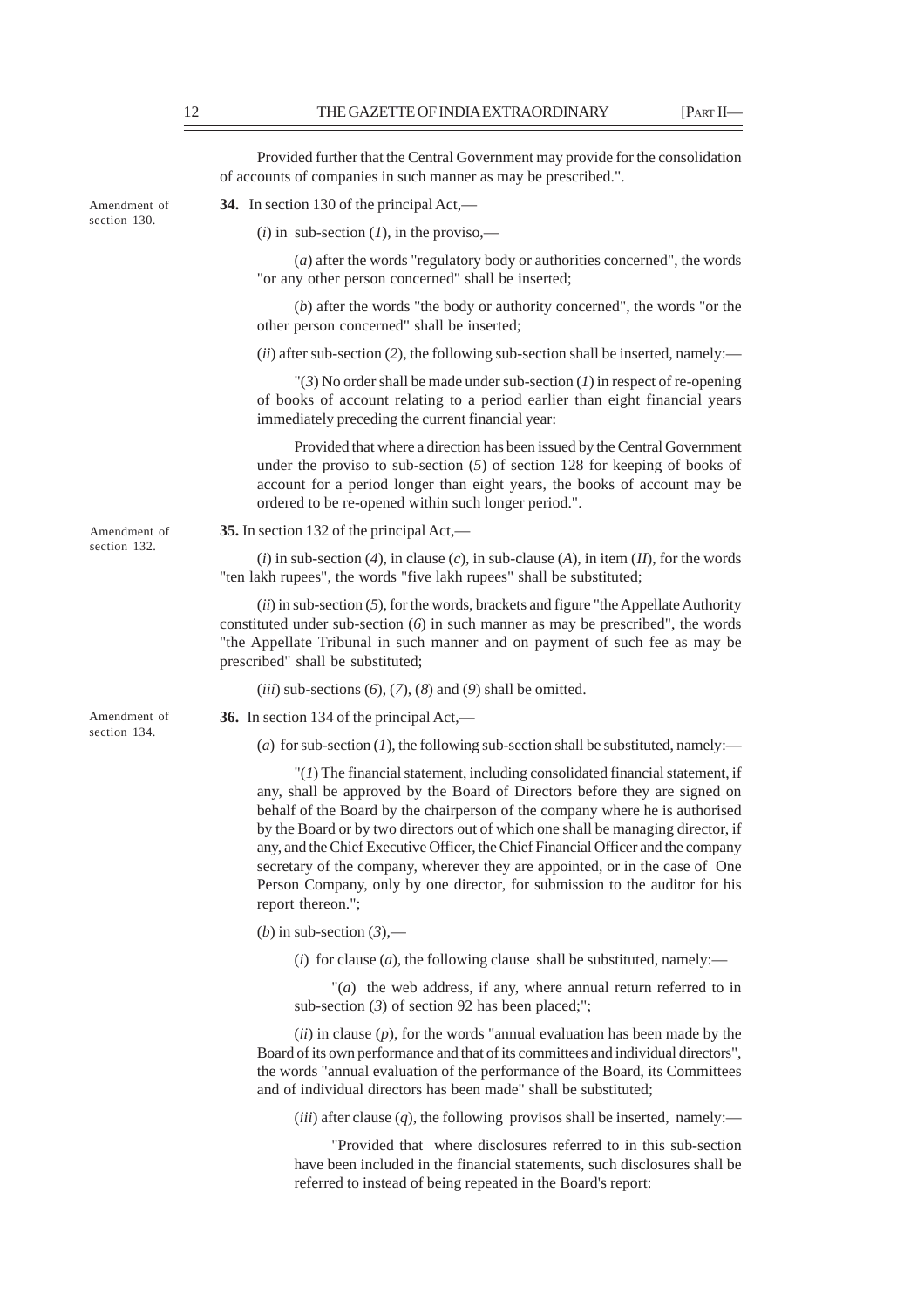Provided further that the Central Government may provide for the consolidation of accounts of companies in such manner as may be prescribed.".

Amendment of section 130.

**34.** In section 130 of the principal Act,—

(*i*) in sub-section (*1*), in the proviso,—

(*a*) after the words "regulatory body or authorities concerned", the words "or any other person concerned" shall be inserted;

(*b*) after the words "the body or authority concerned", the words "or the other person concerned" shall be inserted;

(*ii*) after sub-section (*2*), the following sub-section shall be inserted, namely:—

"(*3*) No order shall be made under sub-section (*1*) in respect of re-opening of books of account relating to a period earlier than eight financial years immediately preceding the current financial year:

Provided that where a direction has been issued by the Central Government under the proviso to sub-section (*5*) of section 128 for keeping of books of account for a period longer than eight years, the books of account may be ordered to be re-opened within such longer period.".

Amendment of section 132.

**35.** In section 132 of the principal Act,—

(*i*) in sub-section (*4*), in clause (*c*), in sub-clause (*A*), in item (*II*), for the words "ten lakh rupees", the words "five lakh rupees" shall be substituted;

(*ii*) in sub-section (*5*), for the words, brackets and figure "the Appellate Authority constituted under sub-section (*6*) in such manner as may be prescribed", the words "the Appellate Tribunal in such manner and on payment of such fee as may be prescribed" shall be substituted;

(*iii*) sub-sections (*6*), (*7*), (*8*) and (*9*) shall be omitted.

Amendment of section 134.

**36.** In section 134 of the principal Act,—

(*a*) for sub-section (*1*), the following sub-section shall be substituted, namely:—

"(*1*) The financial statement, including consolidated financial statement, if any, shall be approved by the Board of Directors before they are signed on behalf of the Board by the chairperson of the company where he is authorised by the Board or by two directors out of which one shall be managing director, if any, and the Chief Executive Officer, the Chief Financial Officer and the company secretary of the company, wherever they are appointed, or in the case of One Person Company, only by one director, for submission to the auditor for his report thereon.";

(*b*) in sub-section (*3*),—

(*i*) for clause (*a*), the following clause shall be substituted, namely:—

"(*a*) the web address, if any, where annual return referred to in sub-section (*3*) of section 92 has been placed;";

(*ii*) in clause (*p*), for the words "annual evaluation has been made by the Board of its own performance and that of its committees and individual directors", the words "annual evaluation of the performance of the Board, its Committees and of individual directors has been made" shall be substituted;

(*iii*) after clause (*q*), the following provisos shall be inserted, namely:—

"Provided that where disclosures referred to in this sub-section have been included in the financial statements, such disclosures shall be referred to instead of being repeated in the Board's report: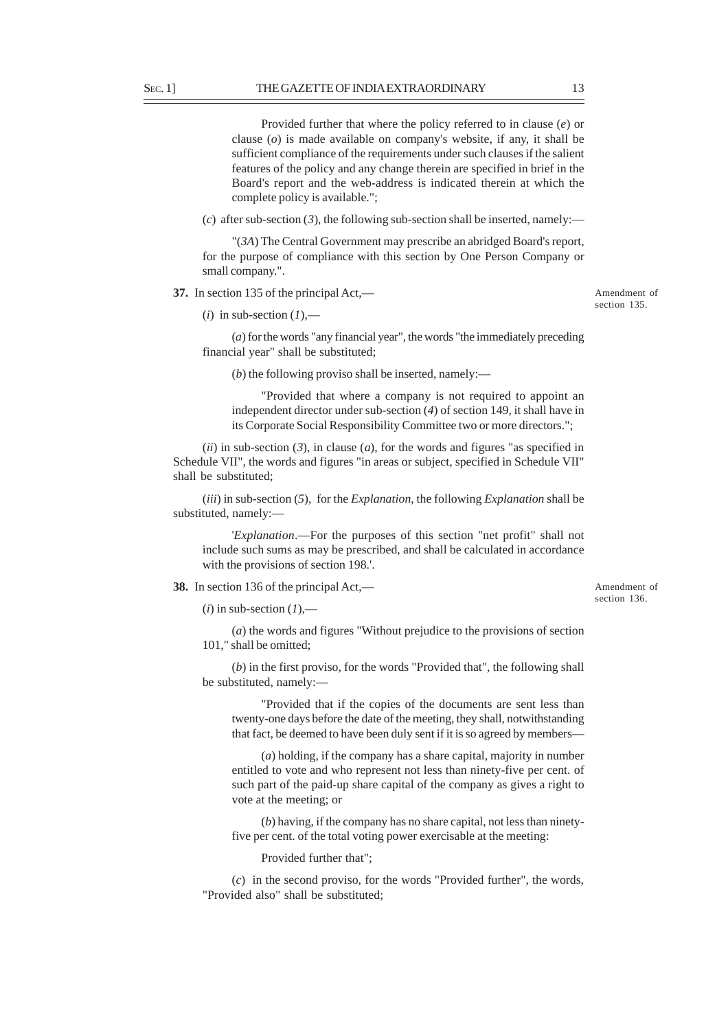Provided further that where the policy referred to in clause (*e*) or clause (*o*) is made available on company's website, if any, it shall be sufficient compliance of the requirements under such clauses if the salient features of the policy and any change therein are specified in brief in the Board's report and the web-address is indicated therein at which the complete policy is available.";

(*c*) after sub-section (*3*), the following sub-section shall be inserted, namely:—

"(*3A*) The Central Government may prescribe an abridged Board's report, for the purpose of compliance with this section by One Person Company or small company.".

*Amendment of section 135.*

**37.** In section 135 of the principal Act,—

(*i*) in sub-section (*1*),—

(*a*) for the words "any financial year", the words "the immediately preceding financial year" shall be substituted;

(*b*) the following proviso shall be inserted, namely:—

"Provided that where a company is not required to appoint an independent director under sub-section (*4*) of section 149, it shall have in its Corporate Social Responsibility Committee two or more directors.";

(*ii*) in sub-section (*3*), in clause (*a*), for the words and figures "as specified in Schedule VII", the words and figures "in areas or subject, specified in Schedule VII" shall be substituted;

(*iii*) in sub-section (*5*), for the *Explanation*, the following *Explanation* shall be substituted, namely:—

'*Explanation*.—For the purposes of this section "net profit" shall not include such sums as may be prescribed, and shall be calculated in accordance with the provisions of section 198.'.

*Amendment of section 136.*

**38.** In section 136 of the principal Act,—

(*i*) in sub-section (*1*),—

(*a*) the words and figures "Without prejudice to the provisions of section 101," shall be omitted;

(*b*) in the first proviso, for the words "Provided that", the following shall be substituted, namely:—

"Provided that if the copies of the documents are sent less than twenty-one days before the date of the meeting, they shall, notwithstanding that fact, be deemed to have been duly sent if it is so agreed by members—

(*a*) holding, if the company has a share capital, majority in number entitled to vote and who represent not less than ninety-five per cent. of such part of the paid-up share capital of the company as gives a right to vote at the meeting; or

(*b*) having, if the company has no share capital, not less than ninety-five per cent. of the total voting power exercisable at the meeting:

Provided further that";

(*c*) in the second proviso, for the words "Provided further", the words, "Provided also" shall be substituted;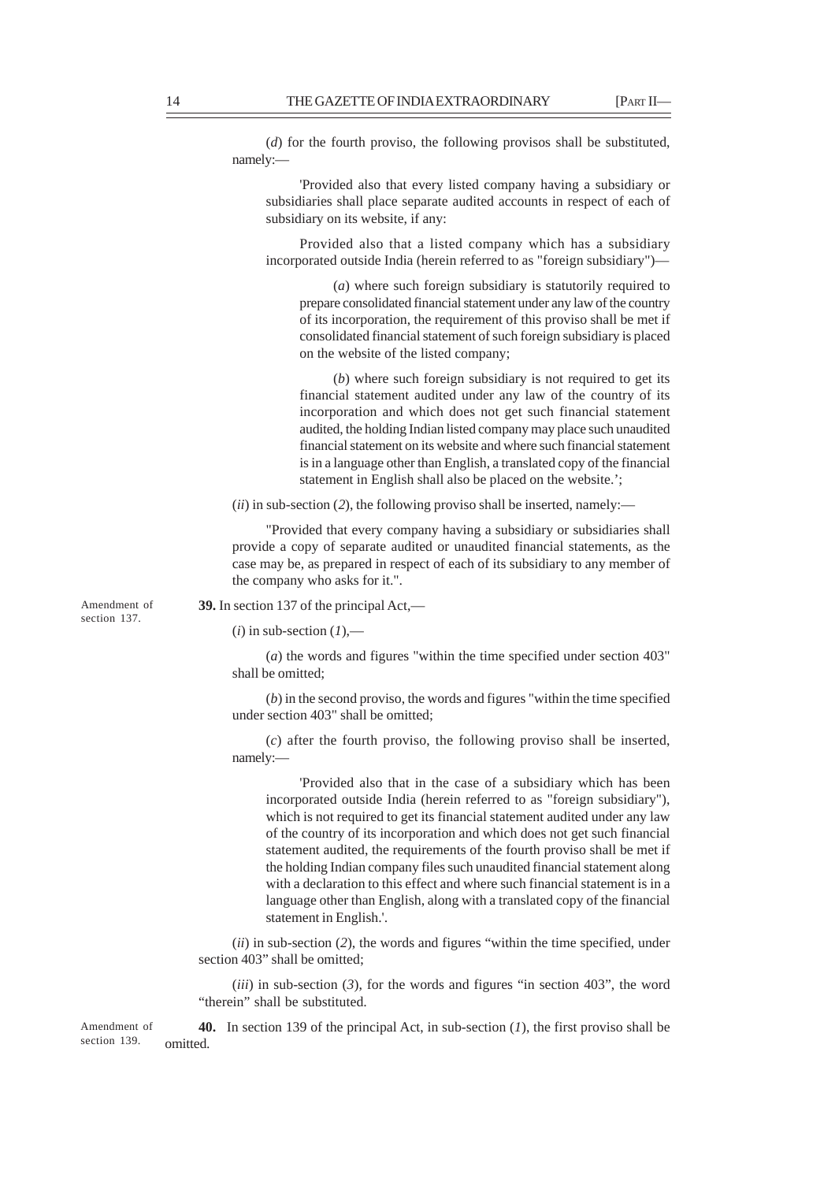(*d*) for the fourth proviso, the following provisos shall be substituted, namely:—

'Provided also that every listed company having a subsidiary or subsidiaries shall place separate audited accounts in respect of each of subsidiary on its website, if any:

Provided also that a listed company which has a subsidiary incorporated outside India (herein referred to as "foreign subsidiary")—

(*a*) where such foreign subsidiary is statutorily required to prepare consolidated financial statement under any law of the country of its incorporation, the requirement of this proviso shall be met if consolidated financial statement of such foreign subsidiary is placed on the website of the listed company;

(*b*) where such foreign subsidiary is not required to get its financial statement audited under any law of the country of its incorporation and which does not get such financial statement audited, the holding Indian listed company may place such unaudited financial statement on its website and where such financial statement is in a language other than English, a translated copy of the financial statement in English shall also be placed on the website.';

(*ii*) in sub-section (*2*), the following proviso shall be inserted, namely:—

"Provided that every company having a subsidiary or subsidiaries shall provide a copy of separate audited or unaudited financial statements, as the case may be, as prepared in respect of each of its subsidiary to any member of the company who asks for it.".

Amendment of section 137.

**39.** In section 137 of the principal Act,—

(*i*) in sub-section (*1*),—

(*a*) the words and figures "within the time specified under section 403" shall be omitted;

(*b*) in the second proviso, the words and figures "within the time specified under section 403" shall be omitted;

(*c*) after the fourth proviso, the following proviso shall be inserted, namely:—

'Provided also that in the case of a subsidiary which has been incorporated outside India (herein referred to as "foreign subsidiary"), which is not required to get its financial statement audited under any law of the country of its incorporation and which does not get such financial statement audited, the requirements of the fourth proviso shall be met if the holding Indian company files such unaudited financial statement along with a declaration to this effect and where such financial statement is in a language other than English, along with a translated copy of the financial statement in English.'.

(*ii*) in sub-section (*2*), the words and figures "within the time specified, under section 403" shall be omitted;

(*iii*) in sub-section (*3*), for the words and figures "in section 403", the word "therein" shall be substituted.

Amendment of section 139.

**40.** In section 139 of the principal Act, in sub-section (*1*), the first proviso shall be omitted.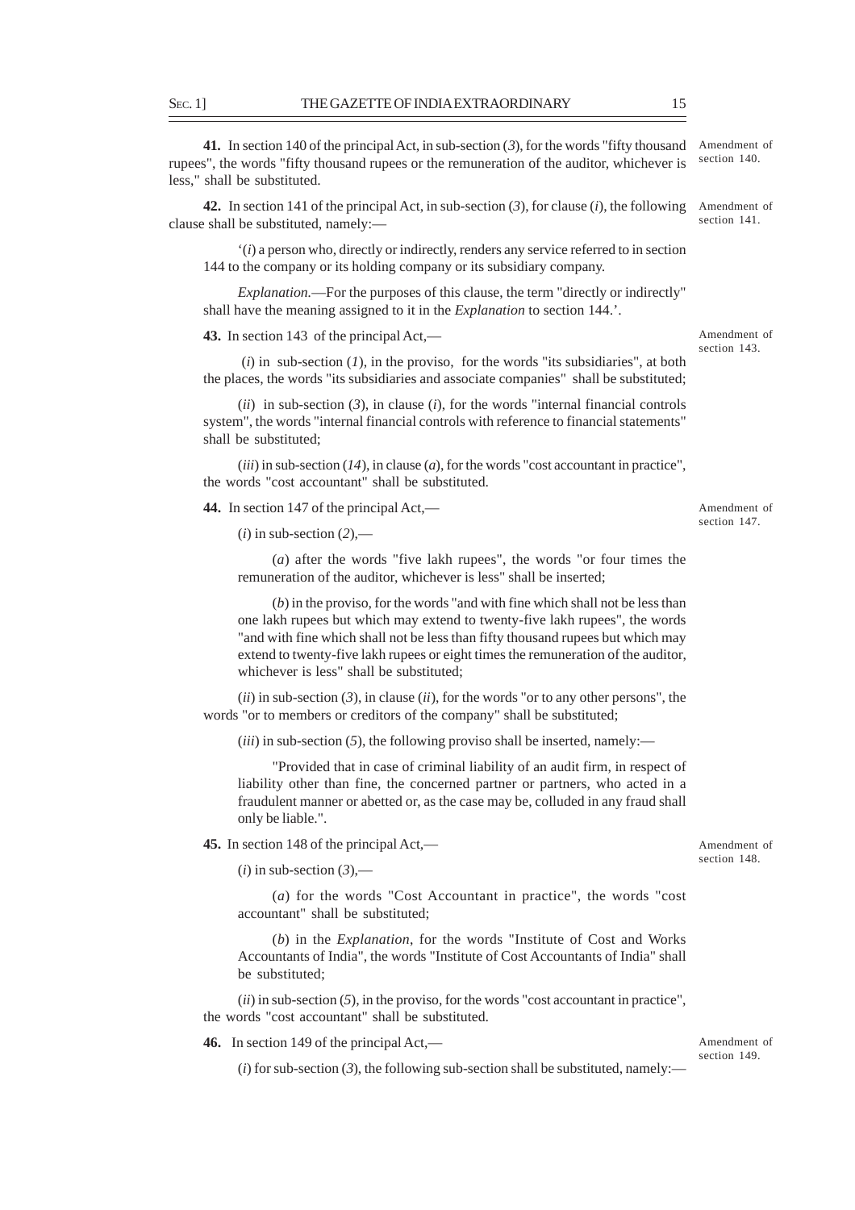**41.** In section 140 of the principal Act, in sub-section (*3*), for the words "fifty thousand rupees", the words "fifty thousand rupees or the remuneration of the auditor, whichever is less," shall be substituted.

Amendment of section 140.

**42.** In section 141 of the principal Act, in sub-section (*3*), for clause (*i*), the following clause shall be substituted, namely:—

Amendment of section 141.

'(*i*) a person who, directly or indirectly, renders any service referred to in section 144 to the company or its holding company or its subsidiary company.

*Explanation.*—For the purposes of this clause, the term "directly or indirectly" shall have the meaning assigned to it in the *Explanation* to section 144.'.

**43.** In section 143 of the principal Act,—

Amendment of section 143.

(*i*) in sub-section (*1*), in the proviso, for the words "its subsidiaries", at both the places, the words "its subsidiaries and associate companies" shall be substituted;

(*ii*) in sub-section (*3*), in clause (*i*), for the words "internal financial controls system", the words "internal financial controls with reference to financial statements" shall be substituted;

(*iii*) in sub-section (*14*), in clause (*a*), for the words "cost accountant in practice", the words "cost accountant" shall be substituted.

**44.** In section 147 of the principal Act,—

Amendment of section 147.

(*i*) in sub-section (*2*),—

(*a*) after the words "five lakh rupees", the words "or four times the remuneration of the auditor, whichever is less" shall be inserted;

(*b*) in the proviso, for the words "and with fine which shall not be less than one lakh rupees but which may extend to twenty-five lakh rupees", the words "and with fine which shall not be less than fifty thousand rupees but which may extend to twenty-five lakh rupees or eight times the remuneration of the auditor, whichever is less" shall be substituted;

(*ii*) in sub-section (*3*), in clause (*ii*), for the words "or to any other persons", the words "or to members or creditors of the company" shall be substituted;

(*iii*) in sub-section (*5*), the following proviso shall be inserted, namely:—

"Provided that in case of criminal liability of an audit firm, in respect of liability other than fine, the concerned partner or partners, who acted in a fraudulent manner or abetted or, as the case may be, colluded in any fraud shall only be liable.".

**45.** In section 148 of the principal Act,—

Amendment of section 148.

(*i*) in sub-section (*3*),—

(*a*) for the words "Cost Accountant in practice", the words "cost accountant" shall be substituted;

(*b*) in the *Explanation*, for the words "Institute of Cost and Works Accountants of India", the words "Institute of Cost Accountants of India" shall be substituted;

(*ii*) in sub-section (*5*), in the proviso, for the words "cost accountant in practice", the words "cost accountant" shall be substituted.

**46.** In section 149 of the principal Act,—

Amendment of section 149.

(*i*) for sub-section (*3*), the following sub-section shall be substituted, namely:—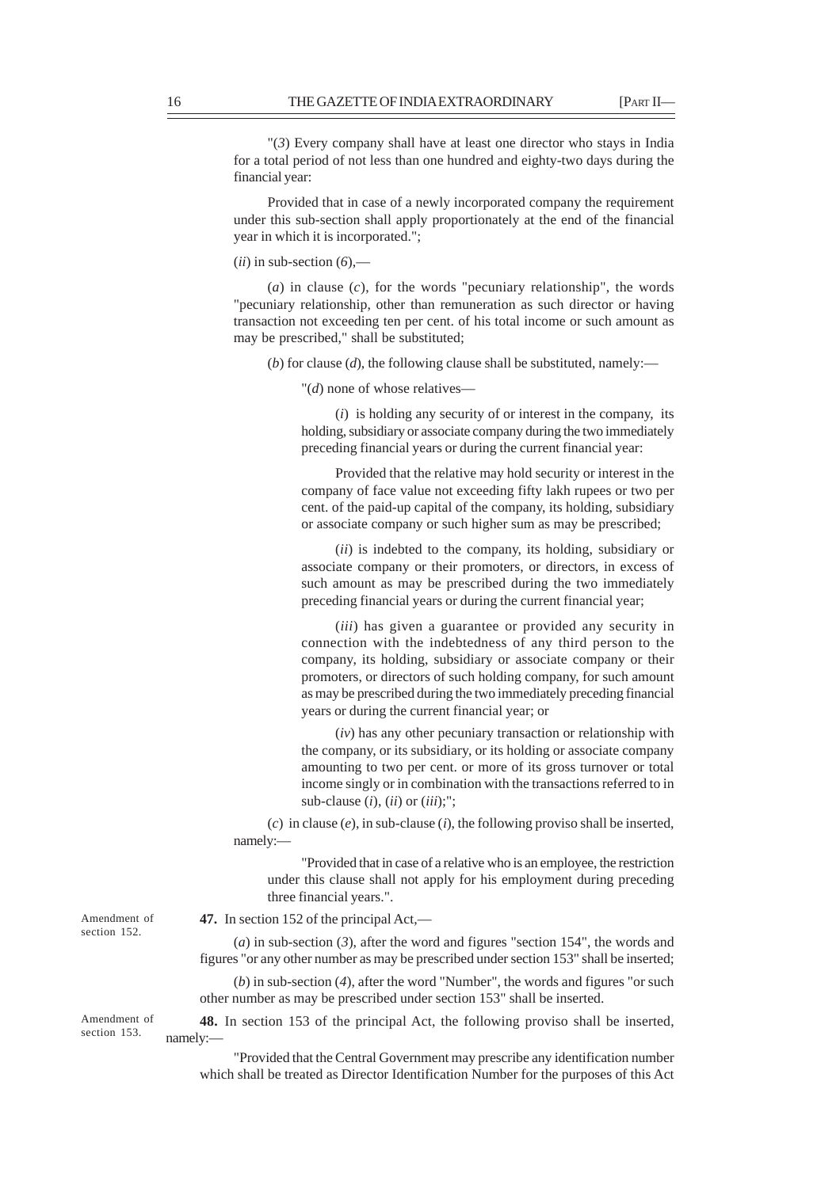"(*3*) Every company shall have at least one director who stays in India for a total period of not less than one hundred and eighty-two days during the financial year:

Provided that in case of a newly incorporated company the requirement under this sub-section shall apply proportionately at the end of the financial year in which it is incorporated.";

(*ii*) in sub-section (*6*),—

(*a*) in clause (*c*), for the words "pecuniary relationship", the words "pecuniary relationship, other than remuneration as such director or having transaction not exceeding ten per cent. of his total income or such amount as may be prescribed," shall be substituted;

(*b*) for clause (*d*), the following clause shall be substituted, namely:—

"(*d*) none of whose relatives—

(*i*) is holding any security of or interest in the company, its holding, subsidiary or associate company during the two immediately preceding financial years or during the current financial year:

Provided that the relative may hold security or interest in the company of face value not exceeding fifty lakh rupees or two per cent. of the paid-up capital of the company, its holding, subsidiary or associate company or such higher sum as may be prescribed;

(*ii*) is indebted to the company, its holding, subsidiary or associate company or their promoters, or directors, in excess of such amount as may be prescribed during the two immediately preceding financial years or during the current financial year;

(*iii*) has given a guarantee or provided any security in connection with the indebtedness of any third person to the company, its holding, subsidiary or associate company or their promoters, or directors of such holding company, for such amount as may be prescribed during the two immediately preceding financial years or during the current financial year; or

(*iv*) has any other pecuniary transaction or relationship with the company, or its subsidiary, or its holding or associate company amounting to two per cent. or more of its gross turnover or total income singly or in combination with the transactions referred to in sub-clause (*i*), (*ii*) or (*iii*);";

(*c*) in clause (*e*), in sub-clause (*i*), the following proviso shall be inserted, namely:—

"Provided that in case of a relative who is an employee, the restriction under this clause shall not apply for his employment during preceding three financial years.".

Amendment of section 152.

**47.** In section 152 of the principal Act,—

(*a*) in sub-section (*3*), after the word and figures "section 154", the words and figures "or any other number as may be prescribed under section 153" shall be inserted;

(*b*) in sub-section (*4*), after the word "Number", the words and figures "or such other number as may be prescribed under section 153" shall be inserted.

Amendment of section 153.

**48.** In section 153 of the principal Act, the following proviso shall be inserted, namely:—

"Provided that the Central Government may prescribe any identification number which shall be treated as Director Identification Number for the purposes of this Act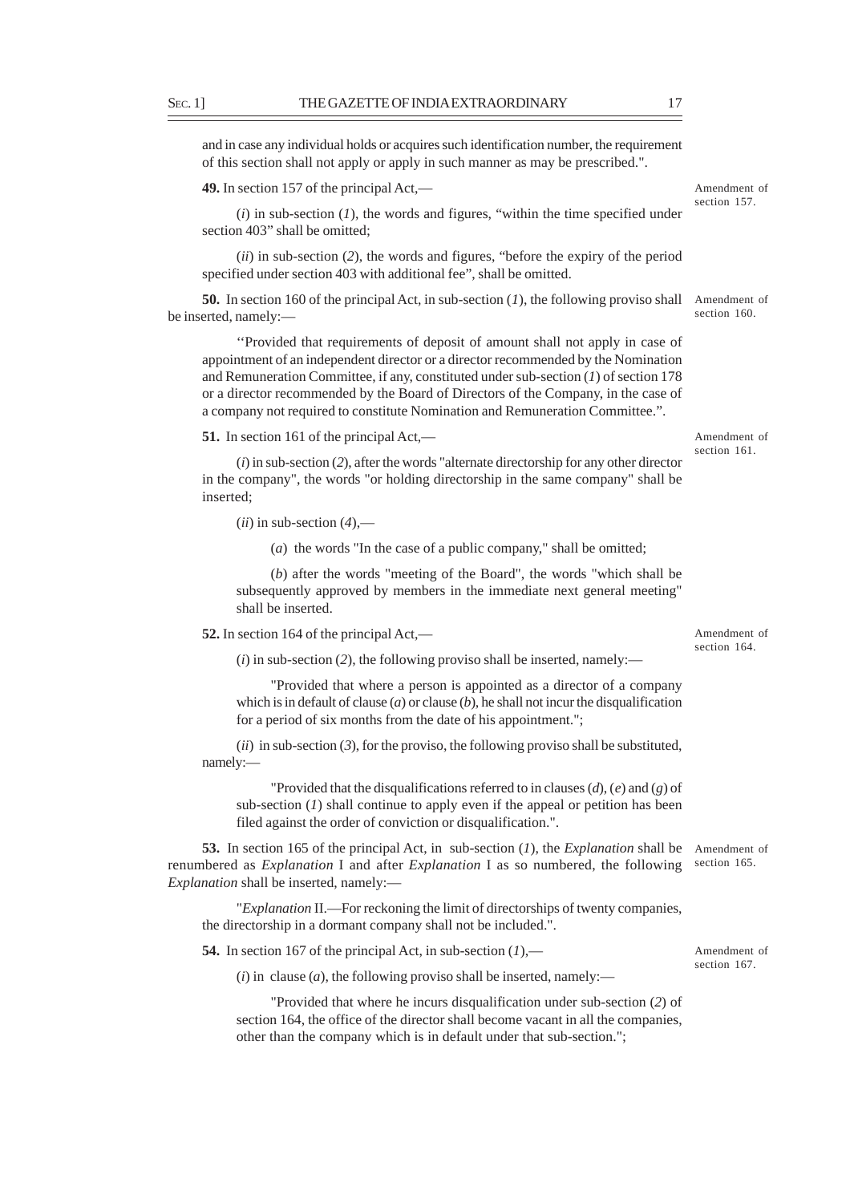and in case any individual holds or acquires such identification number, the requirement of this section shall not apply or apply in such manner as may be prescribed.".

Amendment of section 157.

**49.** In section 157 of the principal Act,—

(*i*) in sub-section (*1*), the words and figures, "within the time specified under section 403" shall be omitted;

(*ii*) in sub-section (*2*), the words and figures, "before the expiry of the period specified under section 403 with additional fee", shall be omitted.

Amendment of section 160.

**50.** In section 160 of the principal Act, in sub-section (*1*), the following proviso shall be inserted, namely:—

"Provided that requirements of deposit of amount shall not apply in case of appointment of an independent director or a director recommended by the Nomination and Remuneration Committee, if any, constituted under sub-section (*1*) of section 178 or a director recommended by the Board of Directors of the Company, in the case of a company not required to constitute Nomination and Remuneration Committee.".

Amendment of section 161.

**51.** In section 161 of the principal Act,—

(*i*) in sub-section (*2*), after the words "alternate directorship for any other director in the company", the words "or holding directorship in the same company" shall be inserted;

(*ii*) in sub-section (*4*),—

(*a*) the words "In the case of a public company," shall be omitted;

(*b*) after the words "meeting of the Board", the words "which shall be subsequently approved by members in the immediate next general meeting" shall be inserted.

Amendment of section 164.

**52.** In section 164 of the principal Act,—

(*i*) in sub-section (*2*), the following proviso shall be inserted, namely:—

"Provided that where a person is appointed as a director of a company which is in default of clause (*a*) or clause (*b*), he shall not incur the disqualification for a period of six months from the date of his appointment.";

(*ii*) in sub-section (*3*), for the proviso, the following proviso shall be substituted, namely:—

"Provided that the disqualifications referred to in clauses (*d*), (*e*) and (*g*) of sub-section (*1*) shall continue to apply even if the appeal or petition has been filed against the order of conviction or disqualification.".

Amendment of section 165.

**53.** In section 165 of the principal Act, in sub-section (*1*), the *Explanation* shall be renumbered as *Explanation* I and after *Explanation* I as so numbered, the following *Explanation* shall be inserted, namely:—

"*Explanation* II.—For reckoning the limit of directorships of twenty companies, the directorship in a dormant company shall not be included.".

Amendment of section 167.

**54.** In section 167 of the principal Act, in sub-section (*1*),—

(*i*) in clause (*a*), the following proviso shall be inserted, namely:—

"Provided that where he incurs disqualification under sub-section (*2*) of section 164, the office of the director shall become vacant in all the companies, other than the company which is in default under that sub-section.";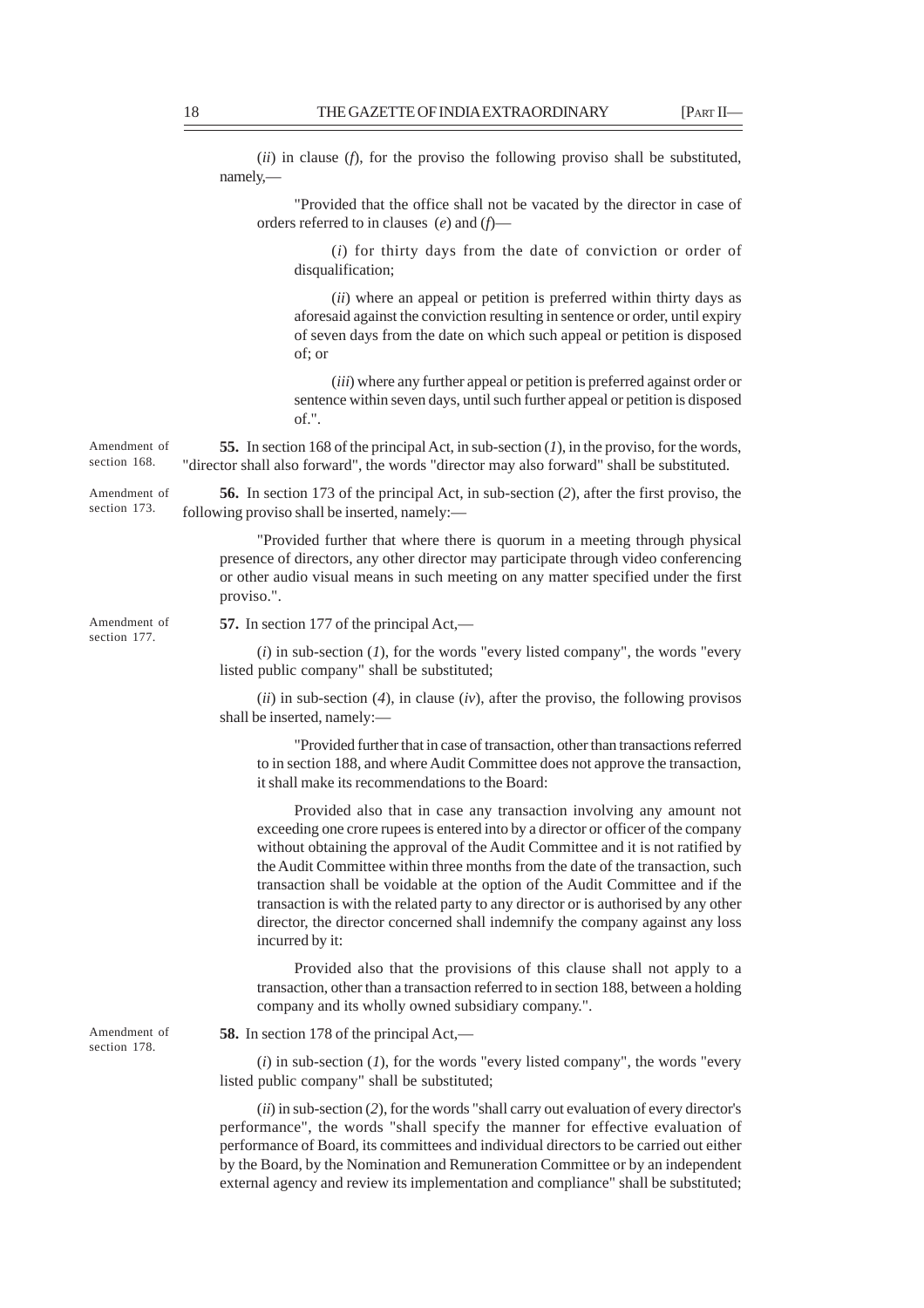(*ii*) in clause (*f*), for the proviso the following proviso shall be substituted, namely,—

"Provided that the office shall not be vacated by the director in case of orders referred to in clauses (*e*) and (*f*)—

(*i*) for thirty days from the date of conviction or order of disqualification;

(*ii*) where an appeal or petition is preferred within thirty days as aforesaid against the conviction resulting in sentence or order, until expiry of seven days from the date on which such appeal or petition is disposed of; or

(*iii*) where any further appeal or petition is preferred against order or sentence within seven days, until such further appeal or petition is disposed of.".

Amendment of section 168.

**55.** In section 168 of the principal Act, in sub-section (*1*), in the proviso, for the words, "director shall also forward", the words "director may also forward" shall be substituted.

Amendment of section 173.

**56.** In section 173 of the principal Act, in sub-section (*2*), after the first proviso, the following proviso shall be inserted, namely:—

"Provided further that where there is quorum in a meeting through physical presence of directors, any other director may participate through video conferencing or other audio visual means in such meeting on any matter specified under the first proviso.".

Amendment of section 177.

**57.** In section 177 of the principal Act,—

(*i*) in sub-section (*1*), for the words "every listed company", the words "every listed public company" shall be substituted;

(*ii*) in sub-section (*4*), in clause (*iv*), after the proviso, the following provisos shall be inserted, namely:—

"Provided further that in case of transaction, other than transactions referred to in section 188, and where Audit Committee does not approve the transaction, it shall make its recommendations to the Board:

Provided also that in case any transaction involving any amount not exceeding one crore rupees is entered into by a director or officer of the company without obtaining the approval of the Audit Committee and it is not ratified by the Audit Committee within three months from the date of the transaction, such transaction shall be voidable at the option of the Audit Committee and if the transaction is with the related party to any director or is authorised by any other director, the director concerned shall indemnify the company against any loss incurred by it:

Provided also that the provisions of this clause shall not apply to a transaction, other than a transaction referred to in section 188, between a holding company and its wholly owned subsidiary company.".

Amendment of section 178.

**58.** In section 178 of the principal Act,—

(*i*) in sub-section (*1*), for the words "every listed company", the words "every listed public company" shall be substituted;

(*ii*) in sub-section (*2*), for the words "shall carry out evaluation of every director's performance", the words "shall specify the manner for effective evaluation of performance of Board, its committees and individual directors to be carried out either by the Board, by the Nomination and Remuneration Committee or by an independent external agency and review its implementation and compliance" shall be substituted;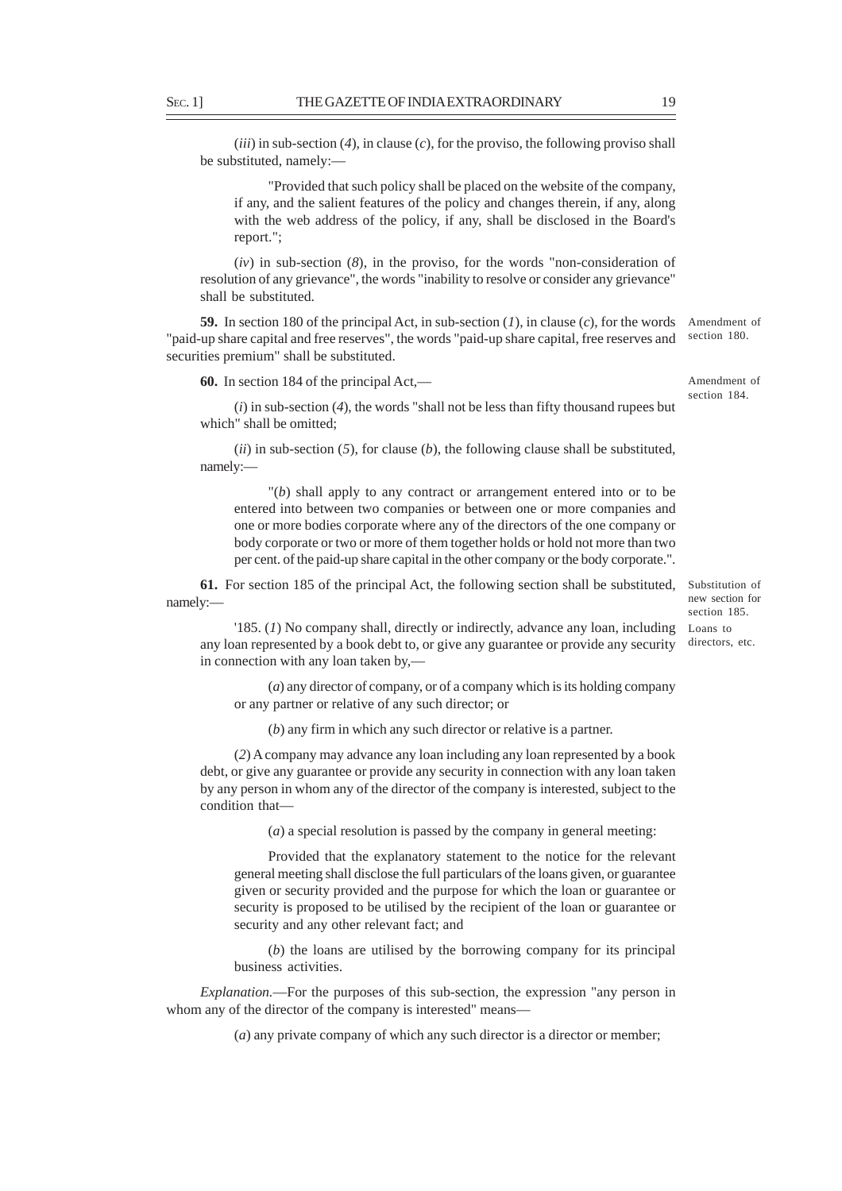(*iii*) in sub-section (*4*), in clause (*c*), for the proviso, the following proviso shall be substituted, namely:—

"Provided that such policy shall be placed on the website of the company, if any, and the salient features of the policy and changes therein, if any, along with the web address of the policy, if any, shall be disclosed in the Board's report.";

(*iv*) in sub-section (*8*), in the proviso, for the words "non-consideration of resolution of any grievance", the words "inability to resolve or consider any grievance" shall be substituted.

Amendment of section 180.

**59.** In section 180 of the principal Act, in sub-section (*1*), in clause (*c*), for the words "paid-up share capital and free reserves", the words "paid-up share capital, free reserves and securities premium" shall be substituted.

Amendment of section 184.

**60.** In section 184 of the principal Act,—

(*i*) in sub-section (*4*), the words "shall not be less than fifty thousand rupees but which" shall be omitted;

(*ii*) in sub-section (*5*), for clause (*b*), the following clause shall be substituted, namely:—

"(*b*) shall apply to any contract or arrangement entered into or to be entered into between two companies or between one or more companies and one or more bodies corporate where any of the directors of the one company or body corporate or two or more of them together holds or hold not more than two per cent. of the paid-up share capital in the other company or the body corporate.".

Substitution of new section for section 185.

**61.** For section 185 of the principal Act, the following section shall be substituted, namely:—

Loans to directors, etc.

'185. (*1*) No company shall, directly or indirectly, advance any loan, including any loan represented by a book debt to, or give any guarantee or provide any security in connection with any loan taken by,—

(*a*) any director of company, or of a company which is its holding company or any partner or relative of any such director; or

(*b*) any firm in which any such director or relative is a partner.

(*2*) A company may advance any loan including any loan represented by a book debt, or give any guarantee or provide any security in connection with any loan taken by any person in whom any of the director of the company is interested, subject to the condition that—

(*a*) a special resolution is passed by the company in general meeting:

Provided that the explanatory statement to the notice for the relevant general meeting shall disclose the full particulars of the loans given, or guarantee given or security provided and the purpose for which the loan or guarantee or security is proposed to be utilised by the recipient of the loan or guarantee or security and any other relevant fact; and

(*b*) the loans are utilised by the borrowing company for its principal business activities.

*Explanation.*—For the purposes of this sub-section, the expression "any person in whom any of the director of the company is interested" means—

(*a*) any private company of which any such director is a director or member;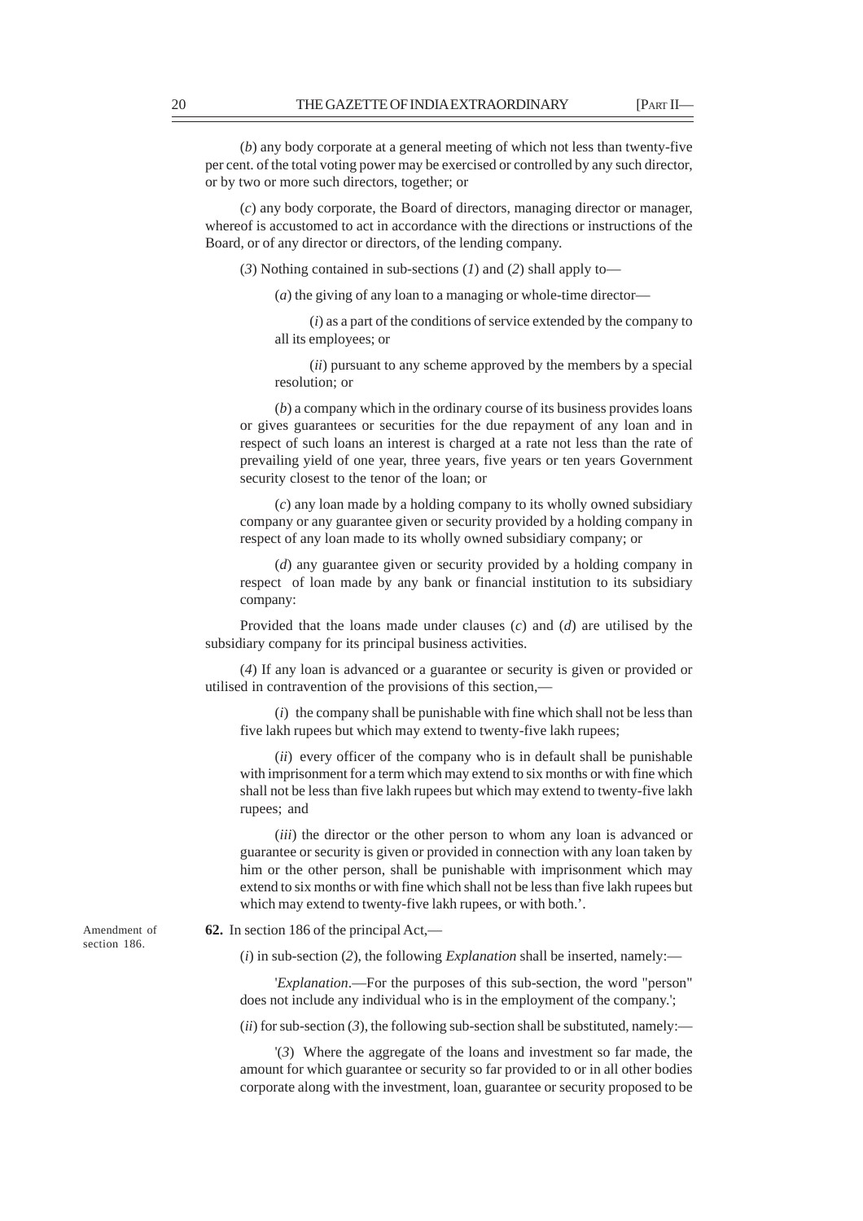(*b*) any body corporate at a general meeting of which not less than twenty-five per cent. of the total voting power may be exercised or controlled by any such director, or by two or more such directors, together; or

(*c*) any body corporate, the Board of directors, managing director or manager, whereof is accustomed to act in accordance with the directions or instructions of the Board, or of any director or directors, of the lending company.

(*3*) Nothing contained in sub-sections (*1*) and (*2*) shall apply to—

(*a*) the giving of any loan to a managing or whole-time director—

(*i*) as a part of the conditions of service extended by the company to all its employees; or

(*ii*) pursuant to any scheme approved by the members by a special resolution; or

(*b*) a company which in the ordinary course of its business provides loans or gives guarantees or securities for the due repayment of any loan and in respect of such loans an interest is charged at a rate not less than the rate of prevailing yield of one year, three years, five years or ten years Government security closest to the tenor of the loan; or

(*c*) any loan made by a holding company to its wholly owned subsidiary company or any guarantee given or security provided by a holding company in respect of any loan made to its wholly owned subsidiary company; or

(*d*) any guarantee given or security provided by a holding company in respect of loan made by any bank or financial institution to its subsidiary company:

Provided that the loans made under clauses (*c*) and (*d*) are utilised by the subsidiary company for its principal business activities.

(*4*) If any loan is advanced or a guarantee or security is given or provided or utilised in contravention of the provisions of this section,—

(*i*) the company shall be punishable with fine which shall not be less than five lakh rupees but which may extend to twenty-five lakh rupees;

(*ii*) every officer of the company who is in default shall be punishable with imprisonment for a term which may extend to six months or with fine which shall not be less than five lakh rupees but which may extend to twenty-five lakh rupees; and

(*iii*) the director or the other person to whom any loan is advanced or guarantee or security is given or provided in connection with any loan taken by him or the other person, shall be punishable with imprisonment which may extend to six months or with fine which shall not be less than five lakh rupees but which may extend to twenty-five lakh rupees, or with both.'.

Amendment of section 186.

**62.** In section 186 of the principal Act,—

(*i*) in sub-section (*2*), the following *Explanation* shall be inserted, namely:—

'*Explanation*.—For the purposes of this sub-section, the word "person" does not include any individual who is in the employment of the company.';

(*ii*) for sub-section (*3*), the following sub-section shall be substituted, namely:—

'(*3*) Where the aggregate of the loans and investment so far made, the amount for which guarantee or security so far provided to or in all other bodies corporate along with the investment, loan, guarantee or security proposed to be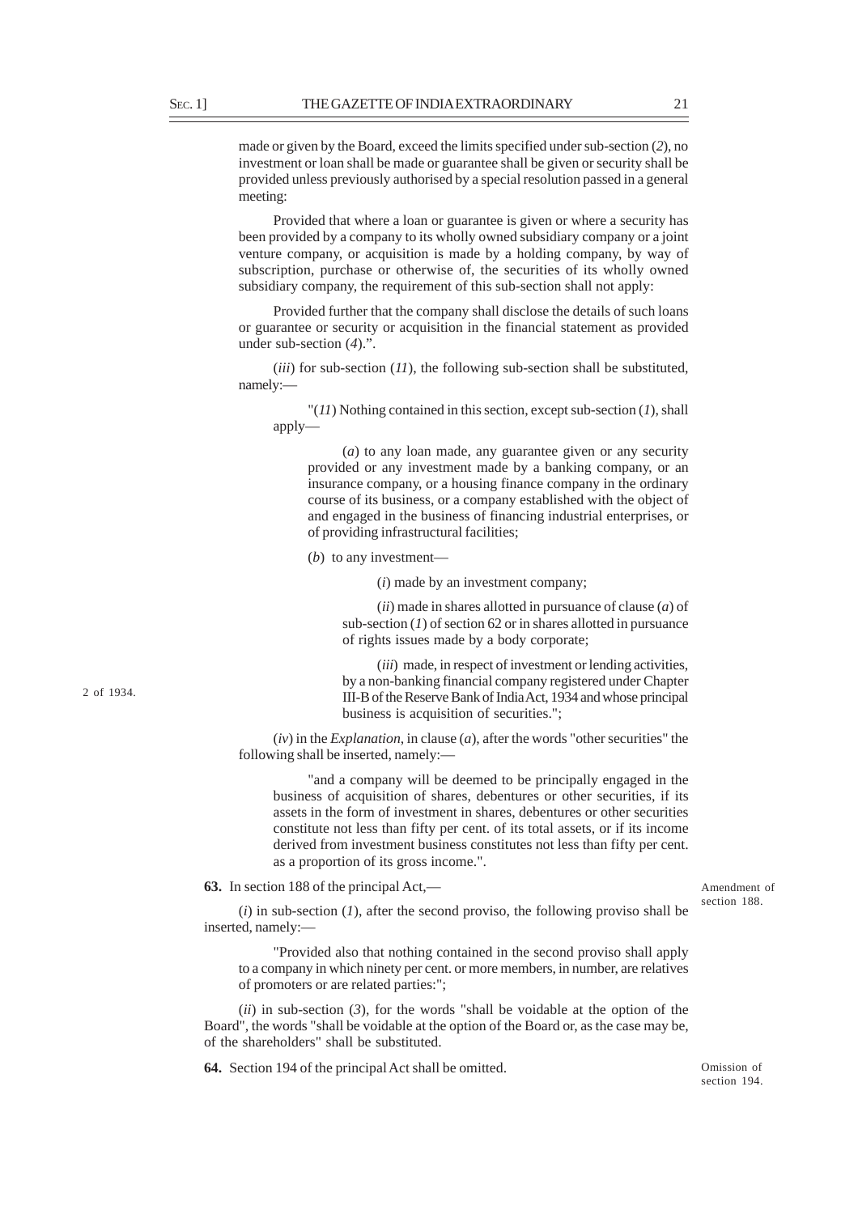made or given by the Board, exceed the limits specified under sub-section (*2*), no investment or loan shall be made or guarantee shall be given or security shall be provided unless previously authorised by a special resolution passed in a general meeting:

Provided that where a loan or guarantee is given or where a security has been provided by a company to its wholly owned subsidiary company or a joint venture company, or acquisition is made by a holding company, by way of subscription, purchase or otherwise of, the securities of its wholly owned subsidiary company, the requirement of this sub-section shall not apply:

Provided further that the company shall disclose the details of such loans or guarantee or security or acquisition in the financial statement as provided under sub-section (*4*).".

(*iii*) for sub-section (*11*), the following sub-section shall be substituted, namely:—

"(*11*) Nothing contained in this section, except sub-section (*1*), shall apply—

(*a*) to any loan made, any guarantee given or any security provided or any investment made by a banking company, or an insurance company, or a housing finance company in the ordinary course of its business, or a company established with the object of and engaged in the business of financing industrial enterprises, or of providing infrastructural facilities;

(*b*) to any investment—

(*i*) made by an investment company;

(*ii*) made in shares allotted in pursuance of clause (*a*) of sub-section (*1*) of section 62 or in shares allotted in pursuance of rights issues made by a body corporate;

(*iii*) made, in respect of investment or lending activities, by a non-banking financial company registered under Chapter III-B of the Reserve Bank of India Act, 1934 and whose principal business is acquisition of securities.";

2 of 1934.

(*iv*) in the *Explanation*, in clause (*a*), after the words "other securities" the following shall be inserted, namely:—

"and a company will be deemed to be principally engaged in the business of acquisition of shares, debentures or other securities, if its assets in the form of investment in shares, debentures or other securities constitute not less than fifty per cent. of its total assets, or if its income derived from investment business constitutes not less than fifty per cent. as a proportion of its gross income.".

Amendment of section 188.

**63.** In section 188 of the principal Act,—

(*i*) in sub-section (*1*), after the second proviso, the following proviso shall be inserted, namely:—

"Provided also that nothing contained in the second proviso shall apply to a company in which ninety per cent. or more members, in number, are relatives of promoters or are related parties:";

(*ii*) in sub-section (*3*), for the words "shall be voidable at the option of the Board", the words "shall be voidable at the option of the Board or, as the case may be, of the shareholders" shall be substituted.

Omission of section 194.

**64.** Section 194 of the principal Act shall be omitted.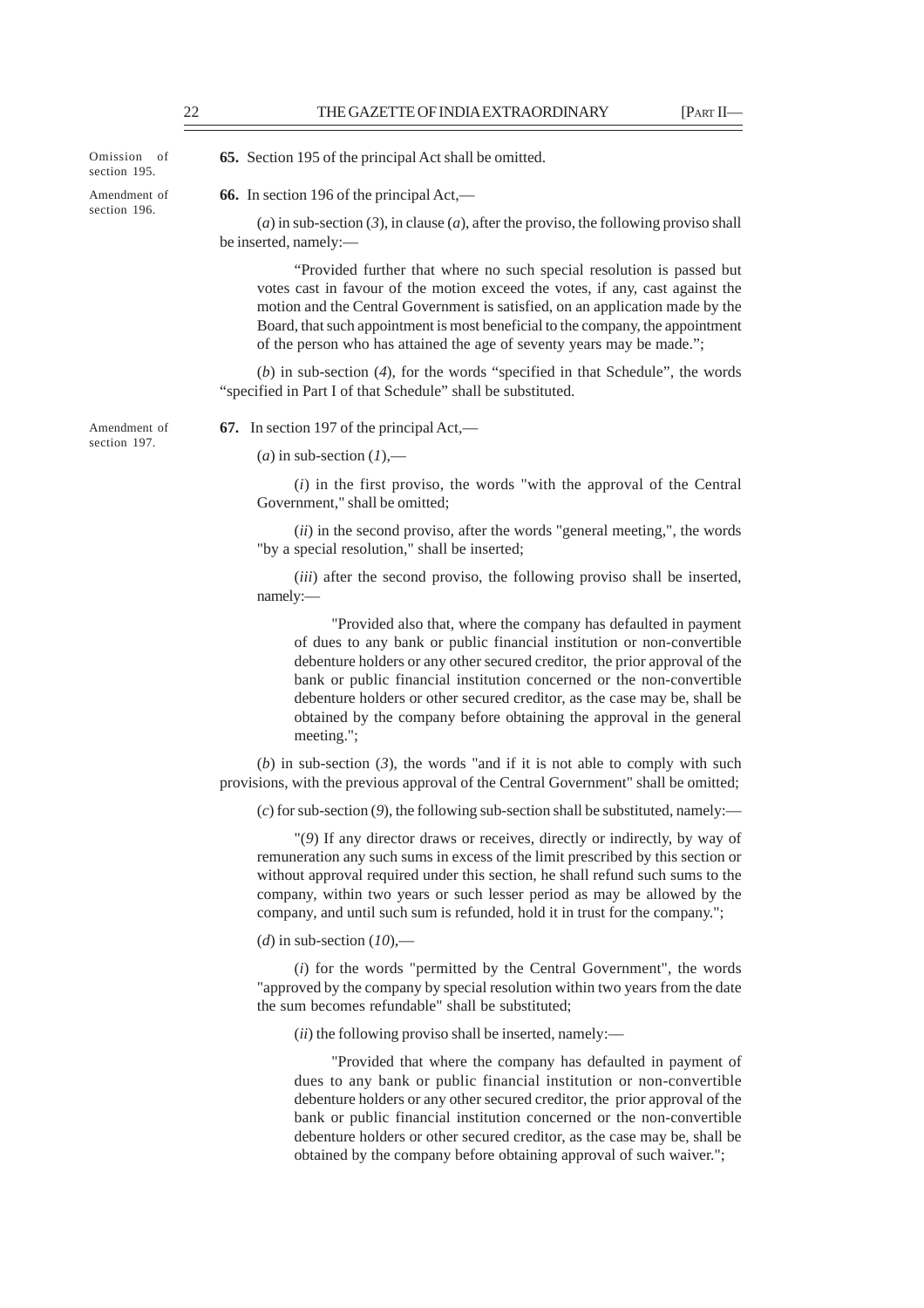Omission of section 195.

**65.** Section 195 of the principal Act shall be omitted.

Amendment of section 196.

**66.** In section 196 of the principal Act,—

(*a*) in sub-section (*3*), in clause (*a*), after the proviso, the following proviso shall be inserted, namely:—

"Provided further that where no such special resolution is passed but votes cast in favour of the motion exceed the votes, if any, cast against the motion and the Central Government is satisfied, on an application made by the Board, that such appointment is most beneficial to the company, the appointment of the person who has attained the age of seventy years may be made.";

(*b*) in sub-section (*4*), for the words "specified in that Schedule", the words "specified in Part I of that Schedule" shall be substituted.

Amendment of section 197.

**67.** In section 197 of the principal Act,—

(*a*) in sub-section (*1*),—

(*i*) in the first proviso, the words "with the approval of the Central Government," shall be omitted;

(*ii*) in the second proviso, after the words "general meeting,", the words "by a special resolution," shall be inserted;

(*iii*) after the second proviso, the following proviso shall be inserted, namely:—

"Provided also that, where the company has defaulted in payment of dues to any bank or public financial institution or non-convertible debenture holders or any other secured creditor, the prior approval of the bank or public financial institution concerned or the non-convertible debenture holders or other secured creditor, as the case may be, shall be obtained by the company before obtaining the approval in the general meeting.";

(*b*) in sub-section (*3*), the words "and if it is not able to comply with such provisions, with the previous approval of the Central Government" shall be omitted;

(*c*) for sub-section (*9*), the following sub-section shall be substituted, namely:—

"(*9*) If any director draws or receives, directly or indirectly, by way of remuneration any such sums in excess of the limit prescribed by this section or without approval required under this section, he shall refund such sums to the company, within two years or such lesser period as may be allowed by the company, and until such sum is refunded, hold it in trust for the company.";

(*d*) in sub-section (*10*),—

(*i*) for the words "permitted by the Central Government", the words "approved by the company by special resolution within two years from the date the sum becomes refundable" shall be substituted;

(*ii*) the following proviso shall be inserted, namely:—

"Provided that where the company has defaulted in payment of dues to any bank or public financial institution or non-convertible debenture holders or any other secured creditor, the prior approval of the bank or public financial institution concerned or the non-convertible debenture holders or other secured creditor, as the case may be, shall be obtained by the company before obtaining approval of such waiver.";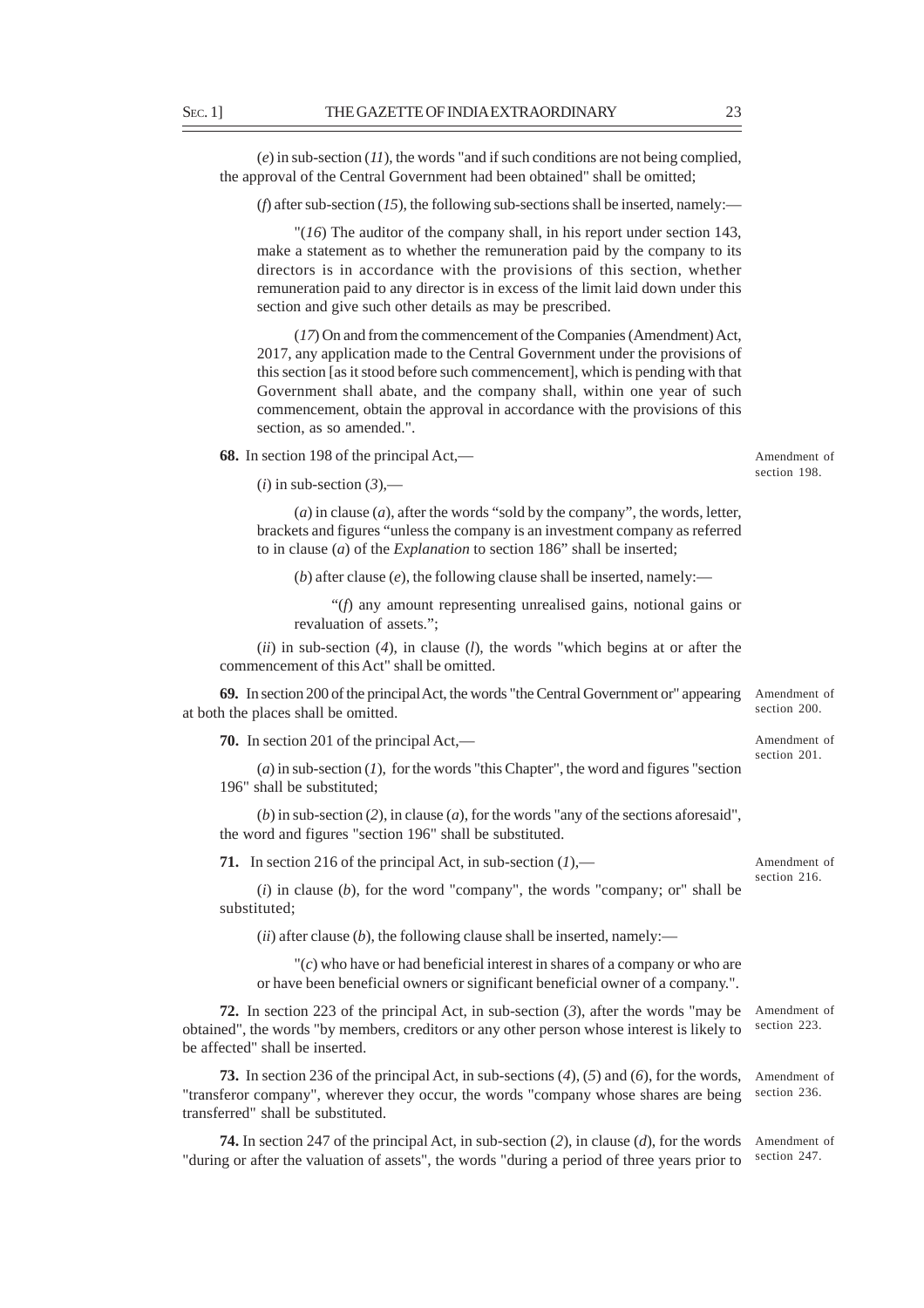(*e*) in sub-section (*11*), the words "and if such conditions are not being complied, the approval of the Central Government had been obtained" shall be omitted;

(*f*) after sub-section (*15*), the following sub-sections shall be inserted, namely:—

"(*16*) The auditor of the company shall, in his report under section 143, make a statement as to whether the remuneration paid by the company to its directors is in accordance with the provisions of this section, whether remuneration paid to any director is in excess of the limit laid down under this section and give such other details as may be prescribed.

(*17*) On and from the commencement of the Companies (Amendment) Act, 2017, any application made to the Central Government under the provisions of this section [as it stood before such commencement], which is pending with that Government shall abate, and the company shall, within one year of such commencement, obtain the approval in accordance with the provisions of this section, as so amended.".

Amendment of section 198.

**68.** In section 198 of the principal Act,—

(*i*) in sub-section (*3*),—

(*a*) in clause (*a*), after the words "sold by the company", the words, letter, brackets and figures "unless the company is an investment company as referred to in clause (*a*) of the *Explanation* to section 186" shall be inserted;

(*b*) after clause (*e*), the following clause shall be inserted, namely:—

"(*f*) any amount representing unrealised gains, notional gains or revaluation of assets.";

(*ii*) in sub-section (*4*), in clause (*l*), the words "which begins at or after the commencement of this Act" shall be omitted.

Amendment of section 200.

**69.** In section 200 of the principal Act, the words "the Central Government or" appearing at both the places shall be omitted.

Amendment of section 201.

**70.** In section 201 of the principal Act,—

(*a*) in sub-section (*1*), for the words "this Chapter", the word and figures "section 196" shall be substituted;

(*b*) in sub-section (*2*), in clause (*a*), for the words "any of the sections aforesaid", the word and figures "section 196" shall be substituted.

Amendment of section 216.

**71.** In section 216 of the principal Act, in sub-section (*1*),—

(*i*) in clause (*b*), for the word "company", the words "company; or" shall be substituted;

(*ii*) after clause (*b*), the following clause shall be inserted, namely:—

"(*c*) who have or had beneficial interest in shares of a company or who are or have been beneficial owners or significant beneficial owner of a company.".

Amendment of section 223.

**72.** In section 223 of the principal Act, in sub-section (*3*), after the words "may be obtained", the words "by members, creditors or any other person whose interest is likely to be affected" shall be inserted.

Amendment of section 236.

**73.** In section 236 of the principal Act, in sub-sections (*4*), (*5*) and (*6*), for the words, "transferor company", wherever they occur, the words "company whose shares are being transferred" shall be substituted.

Amendment of section 247.

**74.** In section 247 of the principal Act, in sub-section (*2*), in clause (*d*), for the words "during or after the valuation of assets", the words "during a period of three years prior to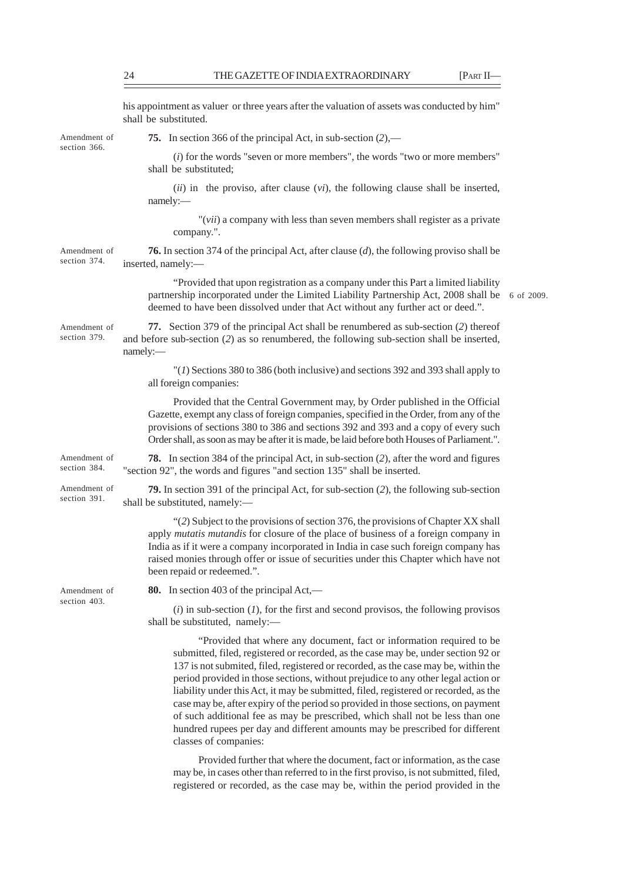his appointment as valuer or three years after the valuation of assets was conducted by him" shall be substituted.

Amendment of section 366.

**75.** In section 366 of the principal Act, in sub-section (*2*),—

(*i*) for the words "seven or more members", the words "two or more members" shall be substituted;

(*ii*) in the proviso, after clause (*vi*), the following clause shall be inserted, namely:—

"(*vii*) a company with less than seven members shall register as a private company.".

Amendment of section 374.

**76.** In section 374 of the principal Act, after clause (*d*), the following proviso shall be inserted, namely:—

"Provided that upon registration as a company under this Part a limited liability partnership incorporated under the Limited Liability Partnership Act, 2008 shall be deemed to have been dissolved under that Act without any further act or deed.". 6 of 2009.

Amendment of section 379.

**77.** Section 379 of the principal Act shall be renumbered as sub-section (*2*) thereof and before sub-section (*2*) as so renumbered, the following sub-section shall be inserted, namely:—

"(*1*) Sections 380 to 386 (both inclusive) and sections 392 and 393 shall apply to all foreign companies:

Provided that the Central Government may, by Order published in the Official Gazette, exempt any class of foreign companies, specified in the Order, from any of the provisions of sections 380 to 386 and sections 392 and 393 and a copy of every such Order shall, as soon as may be after it is made, be laid before both Houses of Parliament.".

Amendment of section 384.

**78.** In section 384 of the principal Act, in sub-section (*2*), after the word and figures "section 92", the words and figures "and section 135" shall be inserted.

Amendment of section 391.

**79.** In section 391 of the principal Act, for sub-section (*2*), the following sub-section shall be substituted, namely:—

"(*2*) Subject to the provisions of section 376, the provisions of Chapter XX shall apply *mutatis mutandis* for closure of the place of business of a foreign company in India as if it were a company incorporated in India in case such foreign company has raised monies through offer or issue of securities under this Chapter which have not been repaid or redeemed.".

Amendment of section 403.

**80.** In section 403 of the principal Act,—

(*i*) in sub-section (*1*), for the first and second provisos, the following provisos shall be substituted, namely:—

"Provided that where any document, fact or information required to be submitted, filed, registered or recorded, as the case may be, under section 92 or 137 is not submited, filed, registered or recorded, as the case may be, within the period provided in those sections, without prejudice to any other legal action or liability under this Act, it may be submitted, filed, registered or recorded, as the case may be, after expiry of the period so provided in those sections, on payment of such additional fee as may be prescribed, which shall not be less than one hundred rupees per day and different amounts may be prescribed for different classes of companies:

Provided further that where the document, fact or information, as the case may be, in cases other than referred to in the first proviso, is not submitted, filed, registered or recorded, as the case may be, within the period provided in the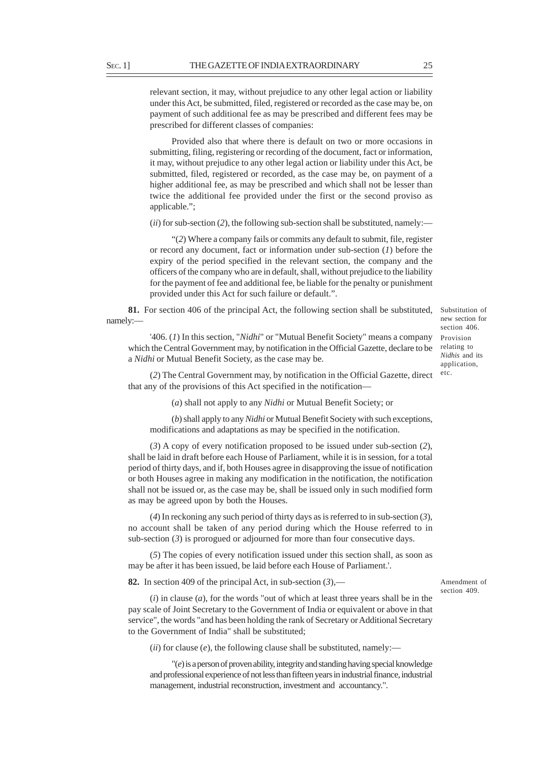relevant section, it may, without prejudice to any other legal action or liability under this Act, be submitted, filed, registered or recorded as the case may be, on payment of such additional fee as may be prescribed and different fees may be prescribed for different classes of companies:

Provided also that where there is default on two or more occasions in submitting, filing, registering or recording of the document, fact or information, it may, without prejudice to any other legal action or liability under this Act, be submitted, filed, registered or recorded, as the case may be, on payment of a higher additional fee, as may be prescribed and which shall not be lesser than twice the additional fee provided under the first or the second proviso as applicable.";

(*ii*) for sub-section (*2*), the following sub-section shall be substituted, namely:—

"(*2*) Where a company fails or commits any default to submit, file, register or record any document, fact or information under sub-section (*1*) before the expiry of the period specified in the relevant section, the company and the officers of the company who are in default, shall, without prejudice to the liability for the payment of fee and additional fee, be liable for the penalty or punishment provided under this Act for such failure or default.".

*Substitution of new section for section 406.*

**81.** For section 406 of the principal Act, the following section shall be substituted, namely:—

*Provision relating to Nidhis and its application, etc.*

'406. (*1*) In this section, "*Nidhi*" or "Mutual Benefit Society" means a company which the Central Government may, by notification in the Official Gazette, declare to be a *Nidhi* or Mutual Benefit Society, as the case may be.

(*2*) The Central Government may, by notification in the Official Gazette, direct that any of the provisions of this Act specified in the notification—

(*a*) shall not apply to any *Nidhi* or Mutual Benefit Society; or

(*b*) shall apply to any *Nidhi* or Mutual Benefit Society with such exceptions, modifications and adaptations as may be specified in the notification.

(*3*) A copy of every notification proposed to be issued under sub-section (*2*), shall be laid in draft before each House of Parliament, while it is in session, for a total period of thirty days, and if, both Houses agree in disapproving the issue of notification or both Houses agree in making any modification in the notification, the notification shall not be issued or, as the case may be, shall be issued only in such modified form as may be agreed upon by both the Houses.

(*4*) In reckoning any such period of thirty days as is referred to in sub-section (*3*), no account shall be taken of any period during which the House referred to in sub-section (*3*) is prorogued or adjourned for more than four consecutive days.

(*5*) The copies of every notification issued under this section shall, as soon as may be after it has been issued, be laid before each House of Parliament.'.

*Amendment of section 409.*

**82.** In section 409 of the principal Act, in sub-section (*3*),—

(*i*) in clause (*a*), for the words "out of which at least three years shall be in the pay scale of Joint Secretary to the Government of India or equivalent or above in that service", the words "and has been holding the rank of Secretary or Additional Secretary to the Government of India" shall be substituted;

(*ii*) for clause (*e*), the following clause shall be substituted, namely:—

"(*e*) is a person of proven ability, integrity and standing having special knowledge and professional experience of not less than fifteen years in industrial finance, industrial management, industrial reconstruction, investment and accountancy.".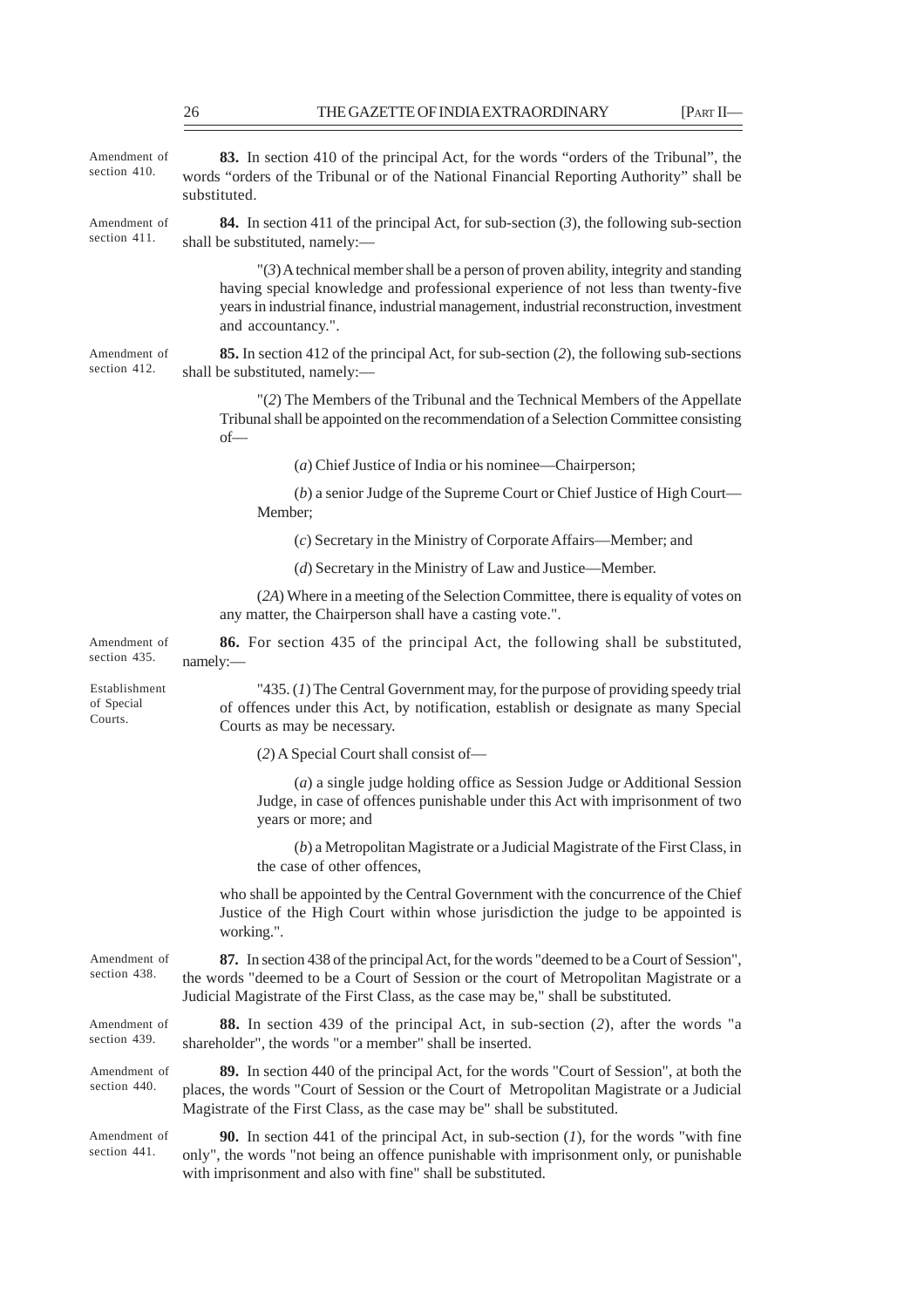Amendment of section 410.

**83.** In section 410 of the principal Act, for the words "orders of the Tribunal", the words "orders of the Tribunal or of the National Financial Reporting Authority" shall be substituted.

Amendment of section 411.

**84.** In section 411 of the principal Act, for sub-section (*3*), the following sub-section shall be substituted, namely:—

"(*3*) A technical member shall be a person of proven ability, integrity and standing having special knowledge and professional experience of not less than twenty-five years in industrial finance, industrial management, industrial reconstruction, investment and accountancy.".

Amendment of section 412.

**85.** In section 412 of the principal Act, for sub-section (*2*), the following sub-sections shall be substituted, namely:—

"(*2*) The Members of the Tribunal and the Technical Members of the Appellate Tribunal shall be appointed on the recommendation of a Selection Committee consisting of—

(*a*) Chief Justice of India or his nominee—Chairperson;

(*b*) a senior Judge of the Supreme Court or Chief Justice of High Court—Member;

(*c*) Secretary in the Ministry of Corporate Affairs—Member; and

(*d*) Secretary in the Ministry of Law and Justice—Member.

(*2A*) Where in a meeting of the Selection Committee, there is equality of votes on any matter, the Chairperson shall have a casting vote.".

Amendment of section 435.

**86.** For section 435 of the principal Act, the following shall be substituted, namely:—

Establishment of Special Courts.

"435. (*1*) The Central Government may, for the purpose of providing speedy trial of offences under this Act, by notification, establish or designate as many Special Courts as may be necessary.

(*2*) A Special Court shall consist of—

(*a*) a single judge holding office as Session Judge or Additional Session Judge, in case of offences punishable under this Act with imprisonment of two years or more; and

(*b*) a Metropolitan Magistrate or a Judicial Magistrate of the First Class, in the case of other offences,

who shall be appointed by the Central Government with the concurrence of the Chief Justice of the High Court within whose jurisdiction the judge to be appointed is working.".

Amendment of section 438.

**87.** In section 438 of the principal Act, for the words "deemed to be a Court of Session", the words "deemed to be a Court of Session or the court of Metropolitan Magistrate or a Judicial Magistrate of the First Class, as the case may be," shall be substituted.

Amendment of section 439.

**88.** In section 439 of the principal Act, in sub-section (*2*), after the words "a shareholder", the words "or a member" shall be inserted.

Amendment of section 440.

**89.** In section 440 of the principal Act, for the words "Court of Session", at both the places, the words "Court of Session or the Court of Metropolitan Magistrate or a Judicial Magistrate of the First Class, as the case may be" shall be substituted.

Amendment of section 441.

**90.** In section 441 of the principal Act, in sub-section (*1*), for the words "with fine only", the words "not being an offence punishable with imprisonment only, or punishable with imprisonment and also with fine" shall be substituted.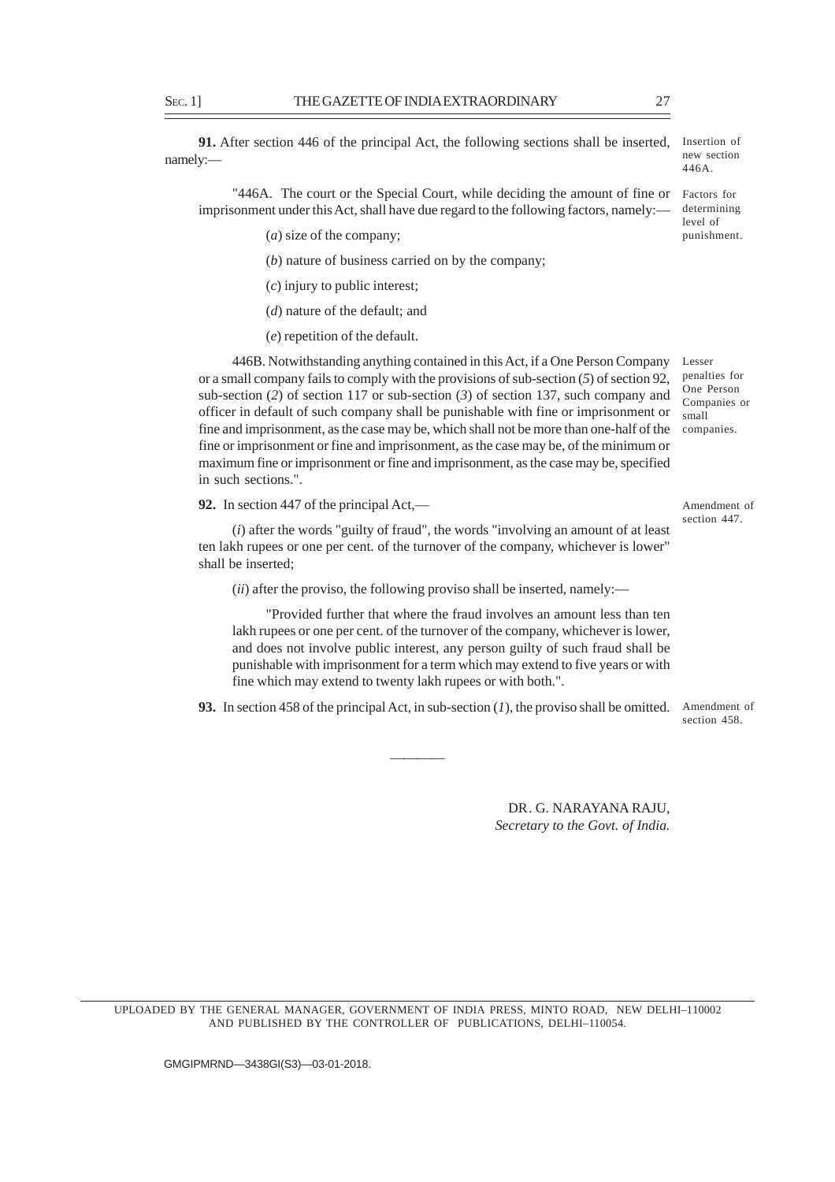**91.** After section 446 of the principal Act, the following sections shall be inserted, namely:—

Insertion of new section 446A.

"446A. The court or the Special Court, while deciding the amount of fine or imprisonment under this Act, shall have due regard to the following factors, namely:—

Factors for determining level of punishment.

(*a*) size of the company;

(*b*) nature of business carried on by the company;

(*c*) injury to public interest;

(*d*) nature of the default; and

(*e*) repetition of the default.

446B. Notwithstanding anything contained in this Act, if a One Person Company or a small company fails to comply with the provisions of sub-section (*5*) of section 92, sub-section (*2*) of section 117 or sub-section (*3*) of section 137, such company and officer in default of such company shall be punishable with fine or imprisonment or fine and imprisonment, as the case may be, which shall not be more than one-half of the fine or imprisonment or fine and imprisonment, as the case may be, of the minimum or maximum fine or imprisonment or fine and imprisonment, as the case may be, specified in such sections.".

Lesser penalties for One Person Companies or small companies.

**92.** In section 447 of the principal Act,—

Amendment of section 447.

(*i*) after the words "guilty of fraud", the words "involving an amount of at least ten lakh rupees or one per cent. of the turnover of the company, whichever is lower" shall be inserted;

(*ii*) after the proviso, the following proviso shall be inserted, namely:—

"Provided further that where the fraud involves an amount less than ten lakh rupees or one per cent. of the turnover of the company, whichever is lower, and does not involve public interest, any person guilty of such fraud shall be punishable with imprisonment for a term which may extend to five years or with fine which may extend to twenty lakh rupees or with both.".

**93.** In section 458 of the principal Act, in sub-section (*1*), the proviso shall be omitted.

Amendment of section 458.

————

DR. G. NARAYANA RAJU,
*Secretary to the Govt. of India.*

UPLOADED BY THE GENERAL MANAGER, GOVERNMENT OF INDIA PRESS, MINTO ROAD, NEW DELHI–110002
AND PUBLISHED BY THE CONTROLLER OF PUBLICATIONS, DELHI–110054.

GMGIPMRND—3438GI(S3)—03-01-2018.